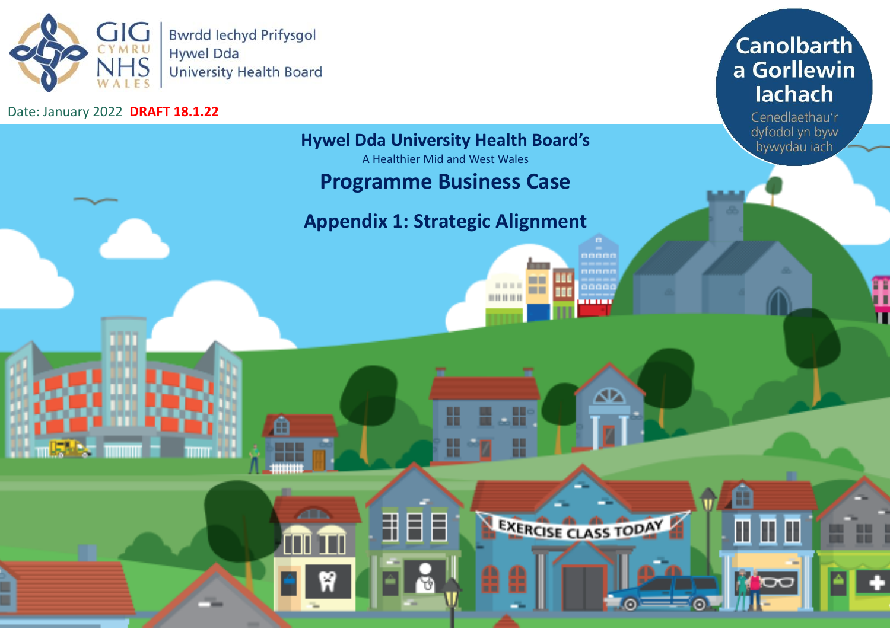Bwrdd Iechyd Prifysgol Hywel Dda University Health Board

Date: January 2022 **DRAFT 18.1.22**

Canolbarth a Gorllewin Iachach

Cenedlaethau'r dyfodol yn byw bywydau iach

# Hywel Dda University Health Board's

A Healthier Mid and West Wales

# Programme Business Case

## Appendix 1: Strategic Alignment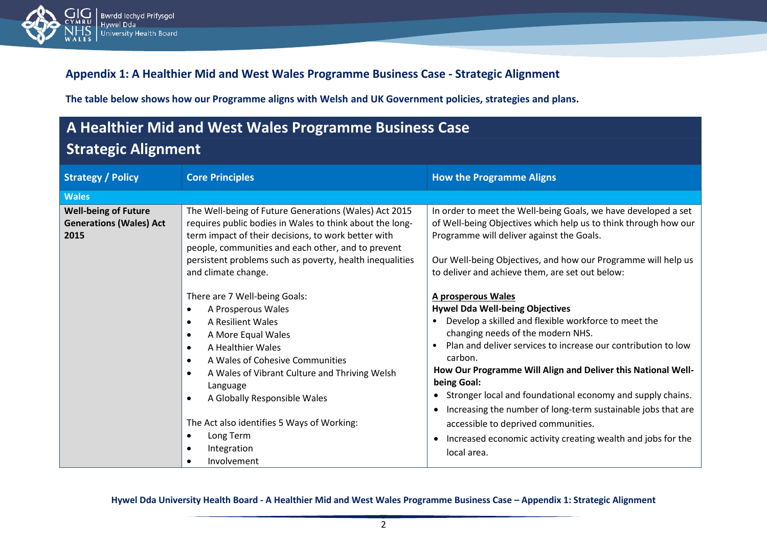## Appendix 1: A Healthier Mid and West Wales Programme Business Case - Strategic Alignment

**The table below shows how our Programme aligns with Welsh and UK Government policies, strategies and plans.**

| **A Healthier Mid and West Wales Programme Business Case Strategic Alignment** | | |
|---|---|---|
| **Strategy / Policy** | **Core Principles** | **How the Programme Aligns** |
| **Wales** | | |
| **Well-being of Future Generations (Wales) Act 2015** | The Well-being of Future Generations (Wales) Act 2015 requires public bodies in Wales to think about the long-term impact of their decisions, to work better with people, communities and each other, and to prevent persistent problems such as poverty, health inequalities and climate change.<br><br>There are 7 Well-being Goals:<br>• A Prosperous Wales<br>• A Resilient Wales<br>• A More Equal Wales<br>• A Healthier Wales<br>• A Wales of Cohesive Communities<br>• A Wales of Vibrant Culture and Thriving Welsh Language<br>• A Globally Responsible Wales<br><br>The Act also identifies 5 Ways of Working:<br>• Long Term<br>• Integration<br>• Involvement | In order to meet the Well-being Goals, we have developed a set of Well-being Objectives which help us to think through how our Programme will deliver against the Goals.<br><br>Our Well-being Objectives, and how our Programme will help us to deliver and achieve them, are set out below:<br><br>**A prosperous Wales**<br>**Hywel Dda Well-being Objectives**<br>• Develop a skilled and flexible workforce to meet the changing needs of the modern NHS.<br>• Plan and deliver services to increase our contribution to low carbon.<br>**How Our Programme Will Align and Deliver this National Well-being Goal:**<br>• Stronger local and foundational economy and supply chains.<br>• Increasing the number of long-term sustainable jobs that are accessible to deprived communities.<br>• Increased economic activity creating wealth and jobs for the local area. |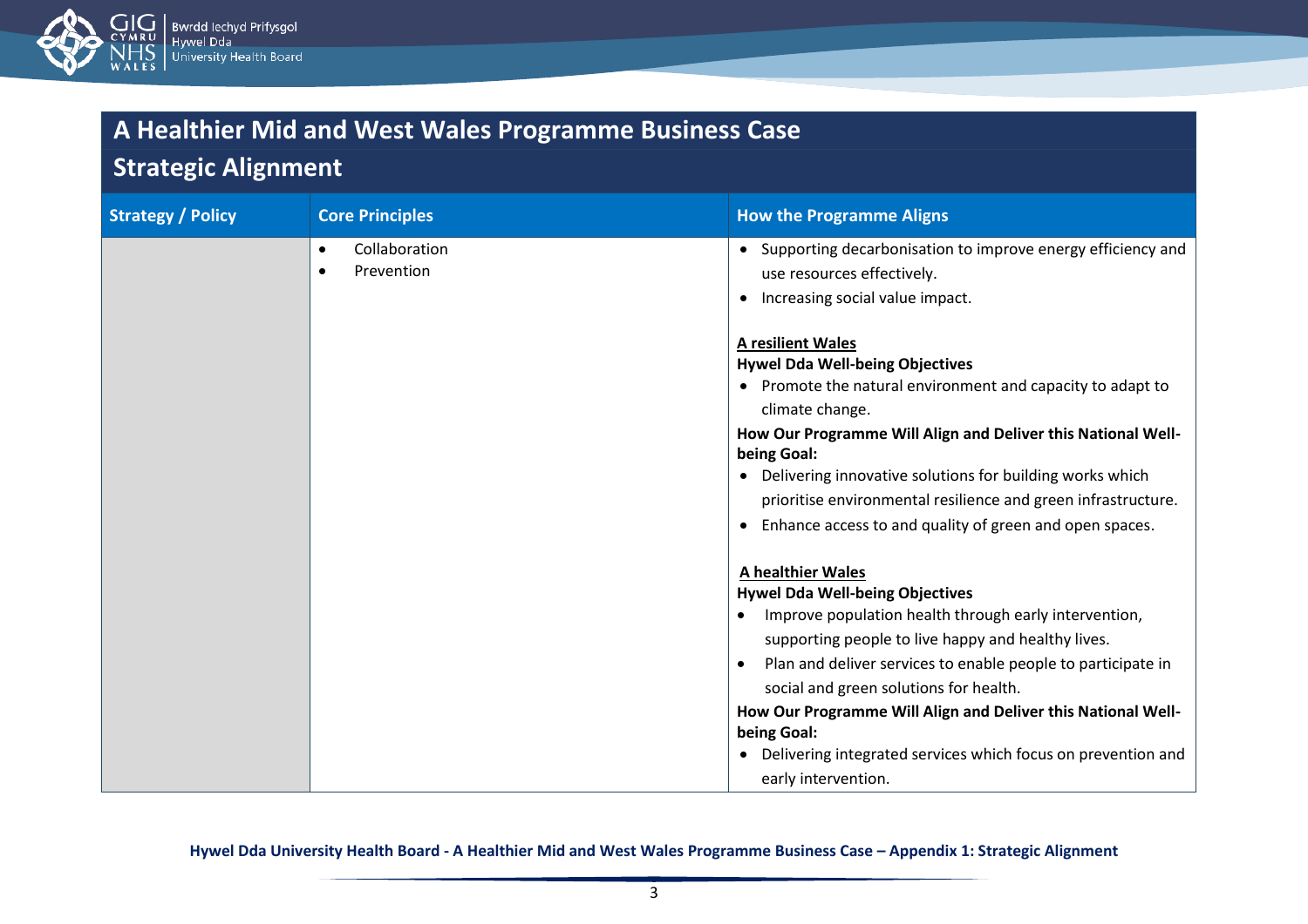# A Healthier Mid and West Wales Programme Business Case

## Strategic Alignment

| Strategy / Policy | Core Principles | How the Programme Aligns |
|---|---|---|
| | • Collaboration<br>• Prevention | • Supporting decarbonisation to improve energy efficiency and use resources effectively.<br>• Increasing social value impact.<br><br>**A resilient Wales**<br>**Hywel Dda Well-being Objectives**<br>• Promote the natural environment and capacity to adapt to climate change.<br>**How Our Programme Will Align and Deliver this National Well-being Goal:**<br>• Delivering innovative solutions for building works which prioritise environmental resilience and green infrastructure.<br>• Enhance access to and quality of green and open spaces.<br><br>**A healthier Wales**<br>**Hywel Dda Well-being Objectives**<br>• Improve population health through early intervention, supporting people to live happy and healthy lives.<br>• Plan and deliver services to enable people to participate in social and green solutions for health.<br>**How Our Programme Will Align and Deliver this National Well-being Goal:**<br>• Delivering integrated services which focus on prevention and early intervention. |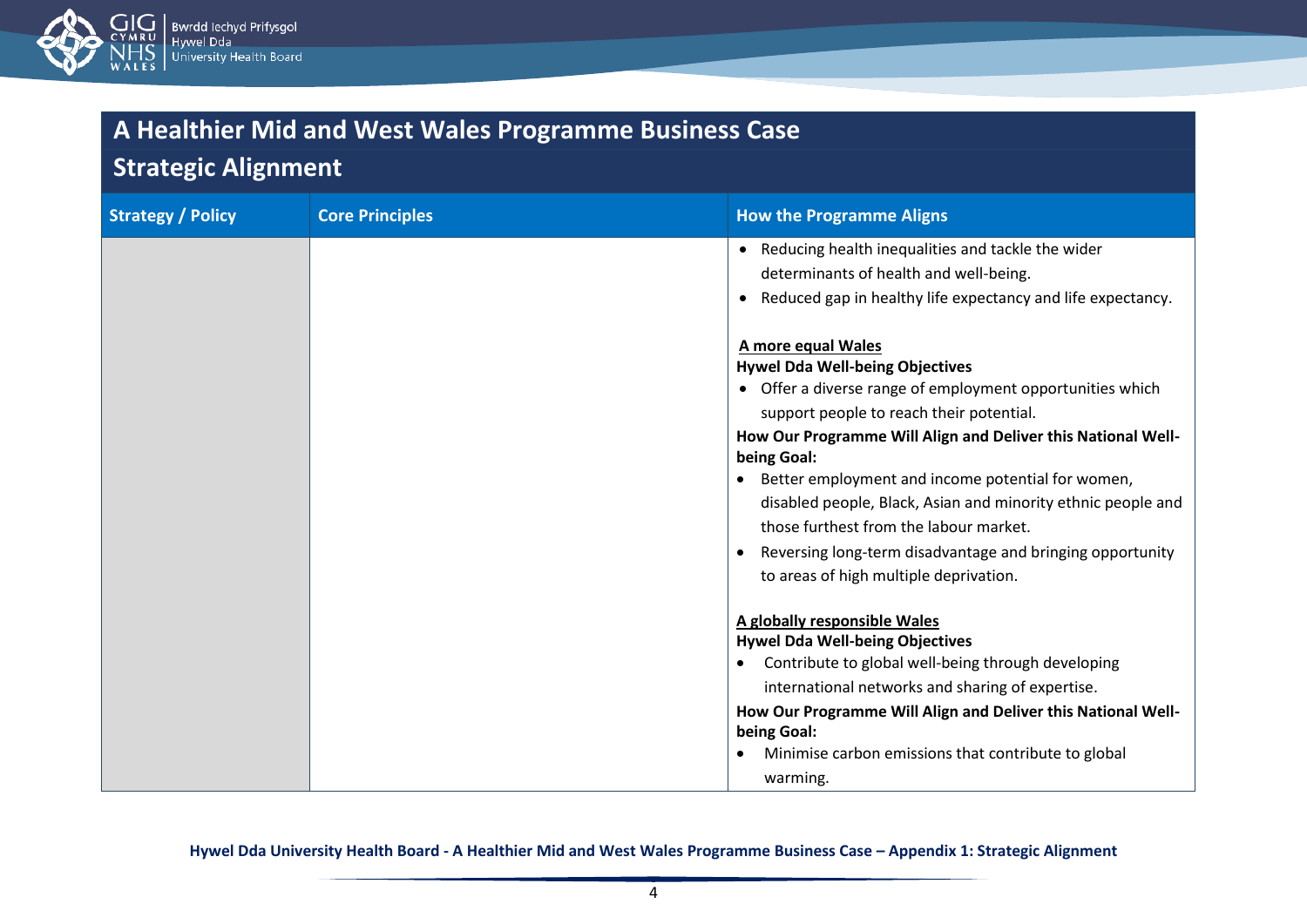## A Healthier Mid and West Wales Programme Business Case

## Strategic Alignment

| Strategy / Policy | Core Principles | How the Programme Aligns |
|---|---|---|
| | | • Reducing health inequalities and tackle the wider determinants of health and well-being.<br>• Reduced gap in healthy life expectancy and life expectancy.<br><br>**<u>A more equal Wales</u>**<br>**Hywel Dda Well-being Objectives**<br>• Offer a diverse range of employment opportunities which support people to reach their potential.<br>**How Our Programme Will Align and Deliver this National Well-being Goal:**<br>• Better employment and income potential for women, disabled people, Black, Asian and minority ethnic people and those furthest from the labour market.<br>• Reversing long-term disadvantage and bringing opportunity to areas of high multiple deprivation.<br><br>**<u>A globally responsible Wales</u>**<br>**Hywel Dda Well-being Objectives**<br>• Contribute to global well-being through developing international networks and sharing of expertise.<br>**How Our Programme Will Align and Deliver this National Well-being Goal:**<br>• Minimise carbon emissions that contribute to global warming. |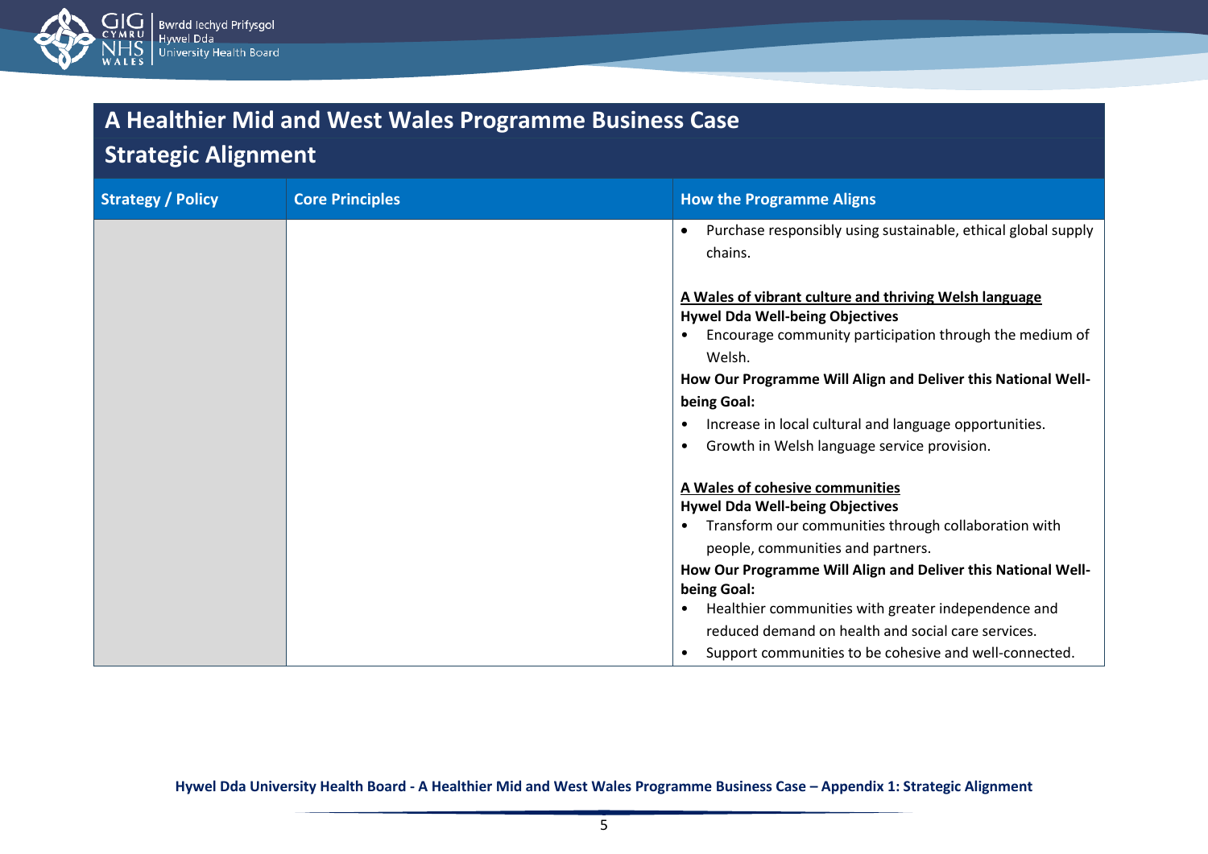## A Healthier Mid and West Wales Programme Business Case

## Strategic Alignment

| Strategy / Policy | Core Principles | How the Programme Aligns |
|---|---|---|
| | | • Purchase responsibly using sustainable, ethical global supply chains.<br><br>__A Wales of vibrant culture and thriving Welsh language__<br>**Hywel Dda Well-being Objectives**<br>• Encourage community participation through the medium of Welsh.<br>**How Our Programme Will Align and Deliver this National Well-being Goal:**<br>• Increase in local cultural and language opportunities.<br>• Growth in Welsh language service provision.<br><br>__A Wales of cohesive communities__<br>**Hywel Dda Well-being Objectives**<br>• Transform our communities through collaboration with people, communities and partners.<br>**How Our Programme Will Align and Deliver this National Well-being Goal:**<br>• Healthier communities with greater independence and reduced demand on health and social care services.<br>• Support communities to be cohesive and well-connected. |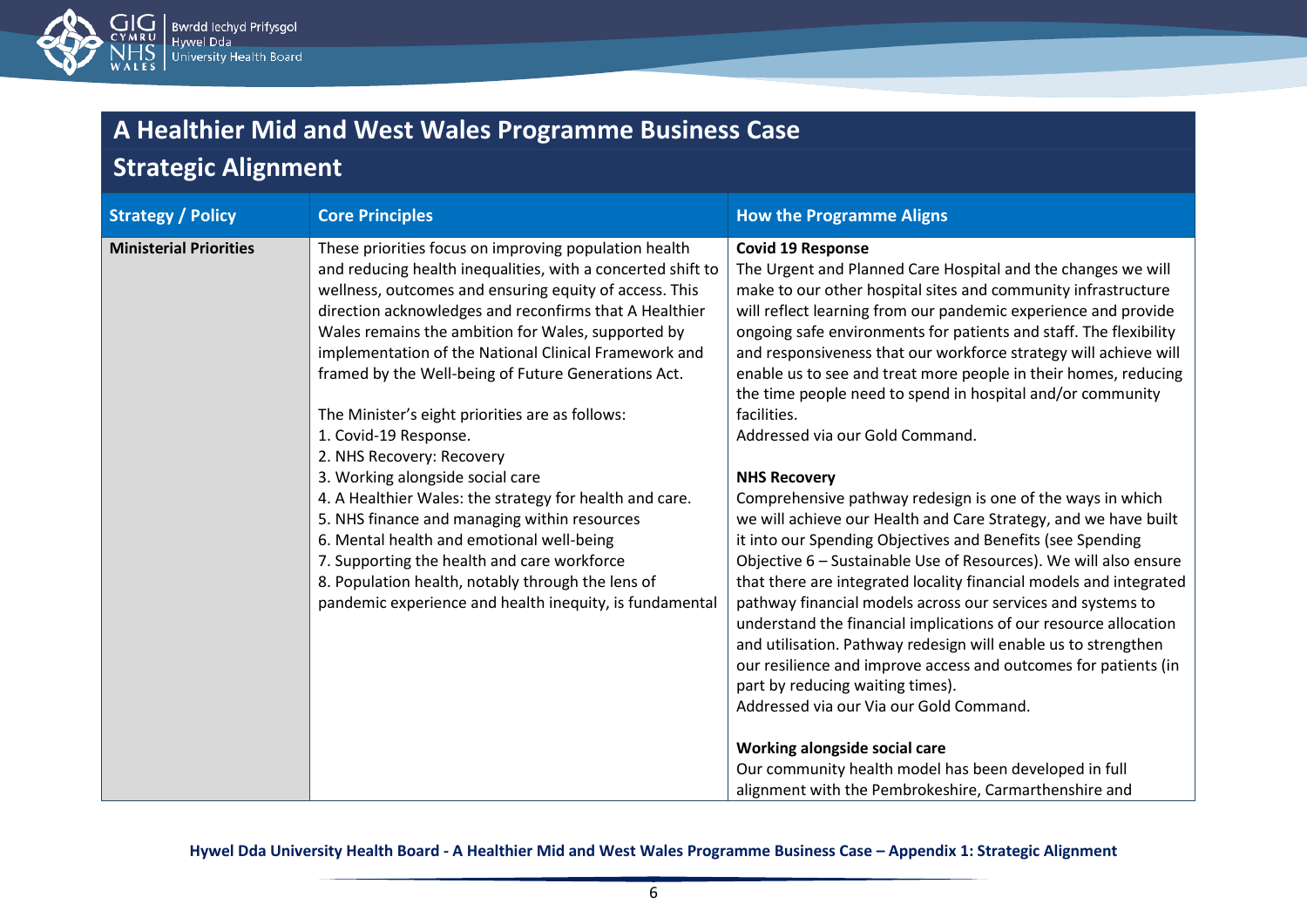## A Healthier Mid and West Wales Programme Business Case

## Strategic Alignment

| Strategy / Policy | Core Principles | How the Programme Aligns |
|---|---|---|
| **Ministerial Priorities** | These priorities focus on improving population health and reducing health inequalities, with a concerted shift to wellness, outcomes and ensuring equity of access. This direction acknowledges and reconfirms that A Healthier Wales remains the ambition for Wales, supported by implementation of the National Clinical Framework and framed by the Well-being of Future Generations Act.<br><br>The Minister's eight priorities are as follows:<br>1. Covid-19 Response.<br>2. NHS Recovery: Recovery<br>3. Working alongside social care<br>4. A Healthier Wales: the strategy for health and care.<br>5. NHS finance and managing within resources<br>6. Mental health and emotional well-being<br>7. Supporting the health and care workforce<br>8. Population health, notably through the lens of pandemic experience and health inequity, is fundamental | **Covid 19 Response**<br>The Urgent and Planned Care Hospital and the changes we will make to our other hospital sites and community infrastructure will reflect learning from our pandemic experience and provide ongoing safe environments for patients and staff. The flexibility and responsiveness that our workforce strategy will achieve will enable us to see and treat more people in their homes, reducing the time people need to spend in hospital and/or community facilities.<br>Addressed via our Gold Command.<br><br>**NHS Recovery**<br>Comprehensive pathway redesign is one of the ways in which we will achieve our Health and Care Strategy, and we have built it into our Spending Objectives and Benefits (see Spending Objective 6 – Sustainable Use of Resources). We will also ensure that there are integrated locality financial models and integrated pathway financial models across our services and systems to understand the financial implications of our resource allocation and utilisation. Pathway redesign will enable us to strengthen our resilience and improve access and outcomes for patients (in part by reducing waiting times).<br>Addressed via our Via our Gold Command.<br><br>**Working alongside social care**<br>Our community health model has been developed in full alignment with the Pembrokeshire, Carmarthenshire and |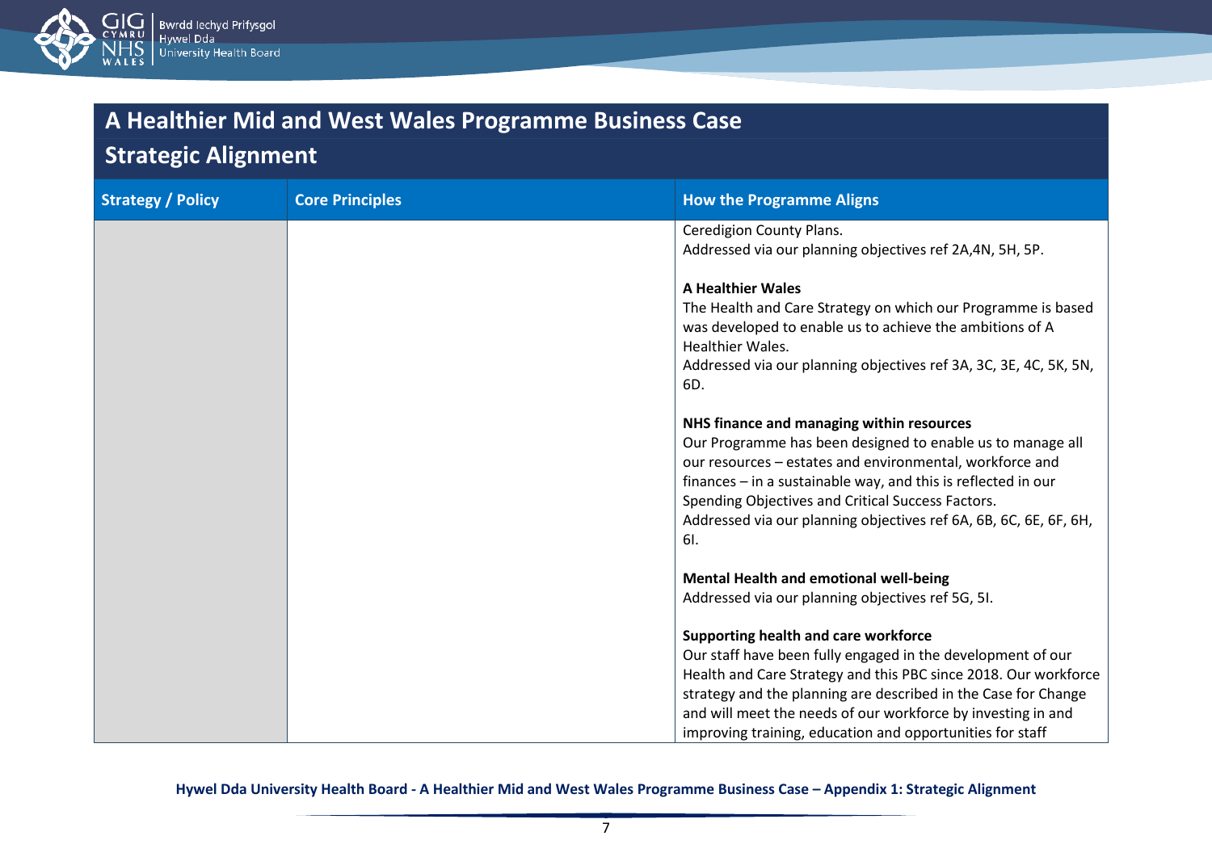## A Healthier Mid and West Wales Programme Business Case

## Strategic Alignment

| Strategy / Policy | Core Principles | How the Programme Aligns |
|---|---|---|
| | | Ceredigion County Plans.<br>Addressed via our planning objectives ref 2A,4N, 5H, 5P.<br><br>**A Healthier Wales**<br>The Health and Care Strategy on which our Programme is based was developed to enable us to achieve the ambitions of A Healthier Wales.<br>Addressed via our planning objectives ref 3A, 3C, 3E, 4C, 5K, 5N, 6D.<br><br>**NHS finance and managing within resources**<br>Our Programme has been designed to enable us to manage all our resources – estates and environmental, workforce and finances – in a sustainable way, and this is reflected in our Spending Objectives and Critical Success Factors.<br>Addressed via our planning objectives ref 6A, 6B, 6C, 6E, 6F, 6H, 6I.<br><br>**Mental Health and emotional well-being**<br>Addressed via our planning objectives ref 5G, 5I.<br><br>**Supporting health and care workforce**<br>Our staff have been fully engaged in the development of our Health and Care Strategy and this PBC since 2018. Our workforce strategy and the planning are described in the Case for Change and will meet the needs of our workforce by investing in and improving training, education and opportunities for staff |

Hywel Dda University Health Board - A Healthier Mid and West Wales Programme Business Case – Appendix 1: Strategic Alignment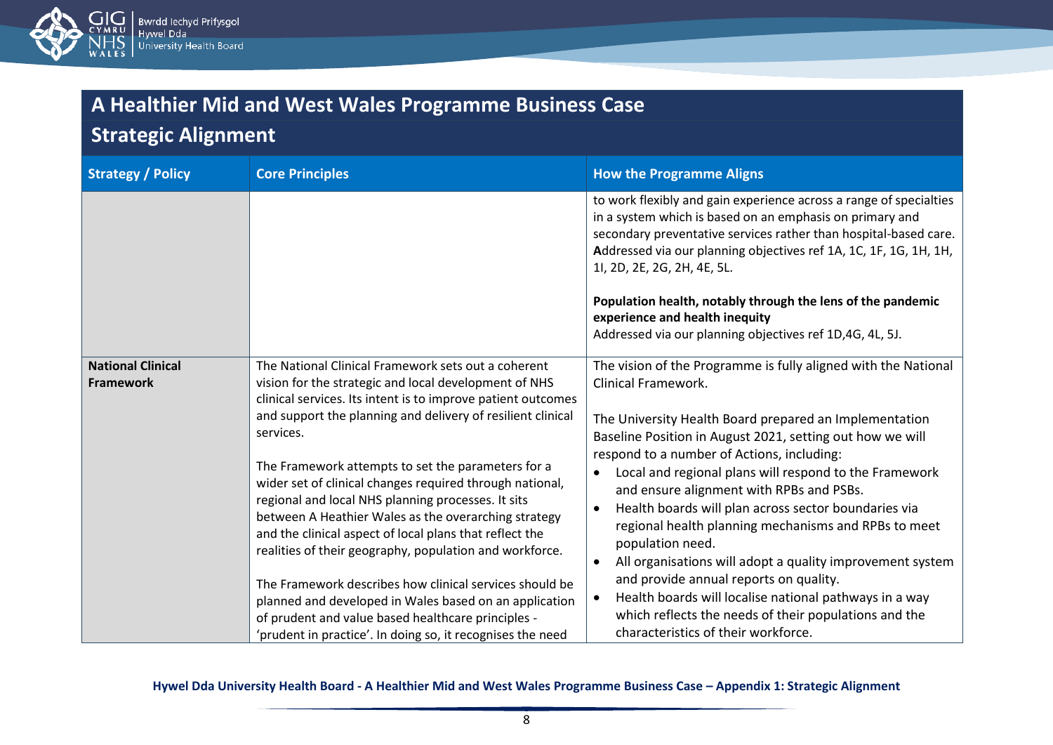# A Healthier Mid and West Wales Programme Business Case

## Strategic Alignment

| Strategy / Policy | Core Principles | How the Programme Aligns |
|---|---|---|
| | | to work flexibly and gain experience across a range of specialties in a system which is based on an emphasis on primary and secondary preventative services rather than hospital-based care. Addressed via our planning objectives ref 1A, 1C, 1F, 1G, 1H, 1H, 1I, 2D, 2E, 2G, 2H, 4E, 5L.<br><br>**Population health, notably through the lens of the pandemic experience and health inequity**<br>Addressed via our planning objectives ref 1D,4G, 4L, 5J. |
| **National Clinical Framework** | The National Clinical Framework sets out a coherent vision for the strategic and local development of NHS clinical services. Its intent is to improve patient outcomes and support the planning and delivery of resilient clinical services.<br><br>The Framework attempts to set the parameters for a wider set of clinical changes required through national, regional and local NHS planning processes. It sits between A Heathier Wales as the overarching strategy and the clinical aspect of local plans that reflect the realities of their geography, population and workforce.<br><br>The Framework describes how clinical services should be planned and developed in Wales based on an application of prudent and value based healthcare principles - 'prudent in practice'. In doing so, it recognises the need | The vision of the Programme is fully aligned with the National Clinical Framework.<br><br>The University Health Board prepared an Implementation Baseline Position in August 2021, setting out how we will respond to a number of Actions, including:<br>• Local and regional plans will respond to the Framework and ensure alignment with RPBs and PSBs.<br>• Health boards will plan across sector boundaries via regional health planning mechanisms and RPBs to meet population need.<br>• All organisations will adopt a quality improvement system and provide annual reports on quality.<br>• Health boards will localise national pathways in a way which reflects the needs of their populations and the characteristics of their workforce. |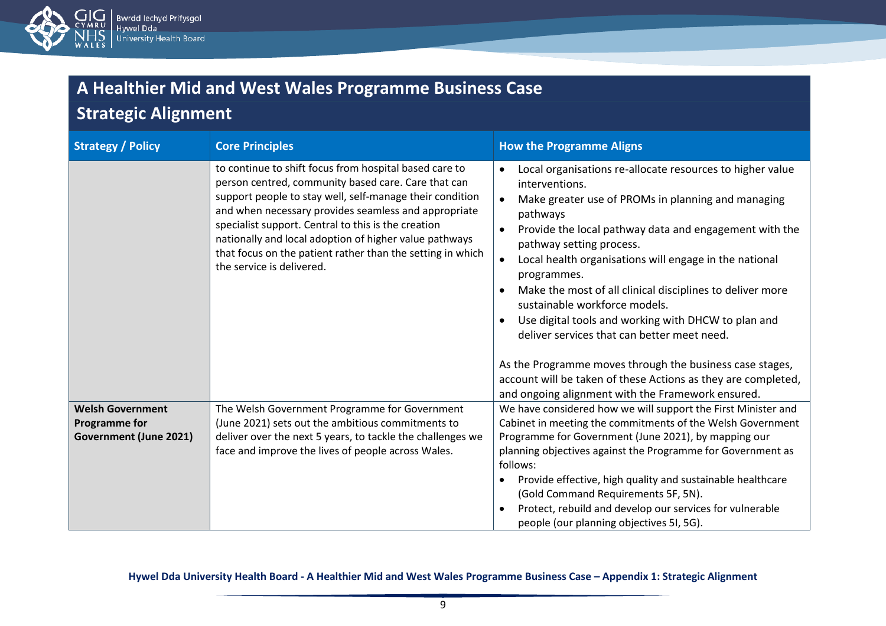## A Healthier Mid and West Wales Programme Business Case

## Strategic Alignment

| Strategy / Policy | Core Principles | How the Programme Aligns |
|---|---|---|
| | to continue to shift focus from hospital based care to person centred, community based care. Care that can support people to stay well, self-manage their condition and when necessary provides seamless and appropriate specialist support. Central to this is the creation nationally and local adoption of higher value pathways that focus on the patient rather than the setting in which the service is delivered. | • Local organisations re-allocate resources to higher value interventions.<br>• Make greater use of PROMs in planning and managing pathways<br>• Provide the local pathway data and engagement with the pathway setting process.<br>• Local health organisations will engage in the national programmes.<br>• Make the most of all clinical disciplines to deliver more sustainable workforce models.<br>• Use digital tools and working with DHCW to plan and deliver services that can better meet need.<br><br>As the Programme moves through the business case stages, account will be taken of these Actions as they are completed, and ongoing alignment with the Framework ensured. |
| **Welsh Government Programme for Government (June 2021)** | The Welsh Government Programme for Government (June 2021) sets out the ambitious commitments to deliver over the next 5 years, to tackle the challenges we face and improve the lives of people across Wales. | We have considered how we will support the First Minister and Cabinet in meeting the commitments of the Welsh Government Programme for Government (June 2021), by mapping our planning objectives against the Programme for Government as follows:<br>• Provide effective, high quality and sustainable healthcare (Gold Command Requirements 5F, 5N).<br>• Protect, rebuild and develop our services for vulnerable people (our planning objectives 5I, 5G). |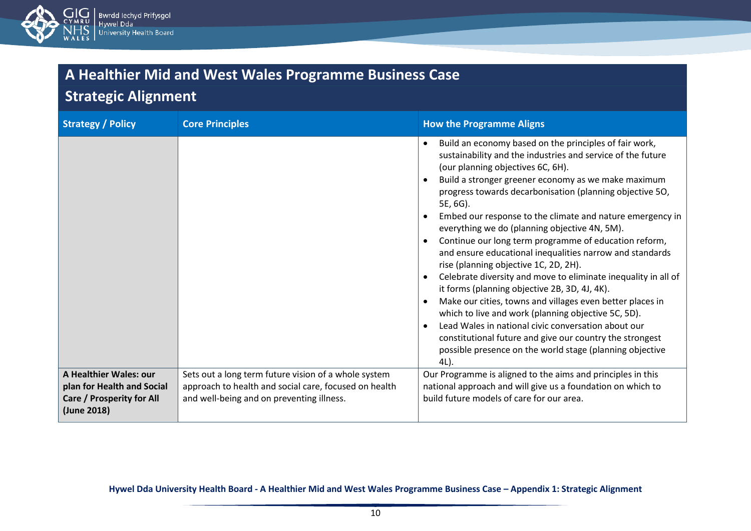# A Healthier Mid and West Wales Programme Business Case

## Strategic Alignment

| Strategy / Policy | Core Principles | How the Programme Aligns |
|---|---|---|
| | | • Build an economy based on the principles of fair work, sustainability and the industries and service of the future (our planning objectives 6C, 6H).<br>• Build a stronger greener economy as we make maximum progress towards decarbonisation (planning objective 5O, 5E, 6G).<br>• Embed our response to the climate and nature emergency in everything we do (planning objective 4N, 5M).<br>• Continue our long term programme of education reform, and ensure educational inequalities narrow and standards rise (planning objective 1C, 2D, 2H).<br>• Celebrate diversity and move to eliminate inequality in all of it forms (planning objective 2B, 3D, 4J, 4K).<br>• Make our cities, towns and villages even better places in which to live and work (planning objective 5C, 5D).<br>• Lead Wales in national civic conversation about our constitutional future and give our country the strongest possible presence on the world stage (planning objective 4L). |
| **A Healthier Wales: our plan for Health and Social Care / Prosperity for All (June 2018)** | Sets out a long term future vision of a whole system approach to health and social care, focused on health and well-being and on preventing illness. | Our Programme is aligned to the aims and principles in this national approach and will give us a foundation on which to build future models of care for our area. |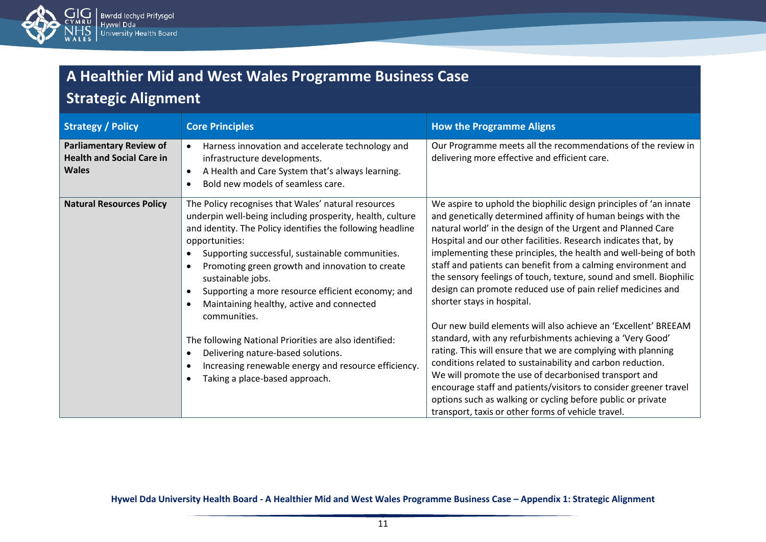## A Healthier Mid and West Wales Programme Business Case

## Strategic Alignment

| Strategy / Policy | Core Principles | How the Programme Aligns |
|---|---|---|
| **Parliamentary Review of Health and Social Care in Wales** | • Harness innovation and accelerate technology and infrastructure developments.<br>• A Health and Care System that's always learning.<br>• Bold new models of seamless care. | Our Programme meets all the recommendations of the review in delivering more effective and efficient care. |
| **Natural Resources Policy** | The Policy recognises that Wales' natural resources underpin well-being including prosperity, health, culture and identity. The Policy identifies the following headline opportunities:<br>• Supporting successful, sustainable communities.<br>• Promoting green growth and innovation to create sustainable jobs.<br>• Supporting a more resource efficient economy; and<br>• Maintaining healthy, active and connected communities.<br><br>The following National Priorities are also identified:<br>• Delivering nature-based solutions.<br>• Increasing renewable energy and resource efficiency.<br>• Taking a place-based approach. | We aspire to uphold the biophilic design principles of 'an innate and genetically determined affinity of human beings with the natural world' in the design of the Urgent and Planned Care Hospital and our other facilities. Research indicates that, by implementing these principles, the health and well-being of both staff and patients can benefit from a calming environment and the sensory feelings of touch, texture, sound and smell. Biophilic design can promote reduced use of pain relief medicines and shorter stays in hospital.<br><br>Our new build elements will also achieve an 'Excellent' BREEAM standard, with any refurbishments achieving a 'Very Good' rating. This will ensure that we are complying with planning conditions related to sustainability and carbon reduction.<br>We will promote the use of decarbonised transport and encourage staff and patients/visitors to consider greener travel options such as walking or cycling before public or private transport, taxis or other forms of vehicle travel. |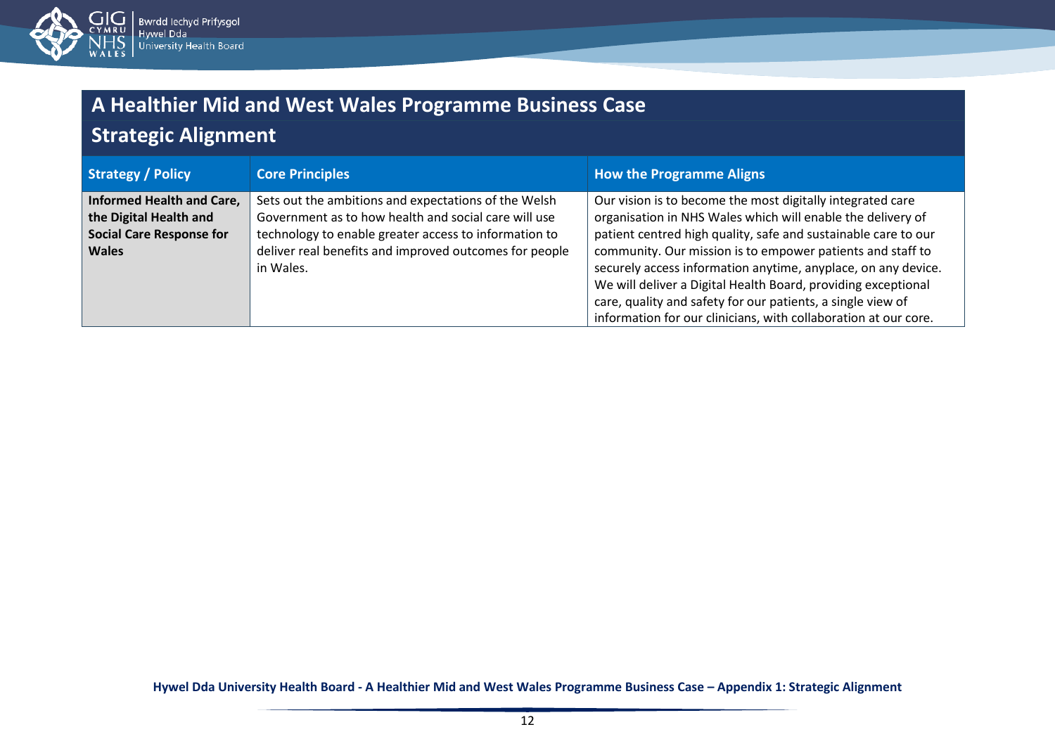## A Healthier Mid and West Wales Programme Business Case

## Strategic Alignment

| Strategy / Policy | Core Principles | How the Programme Aligns |
|---|---|---|
| **Informed Health and Care, the Digital Health and Social Care Response for Wales** | Sets out the ambitions and expectations of the Welsh Government as to how health and social care will use technology to enable greater access to information to deliver real benefits and improved outcomes for people in Wales. | Our vision is to become the most digitally integrated care organisation in NHS Wales which will enable the delivery of patient centred high quality, safe and sustainable care to our community. Our mission is to empower patients and staff to securely access information anytime, anyplace, on any device. We will deliver a Digital Health Board, providing exceptional care, quality and safety for our patients, a single view of information for our clinicians, with collaboration at our core. |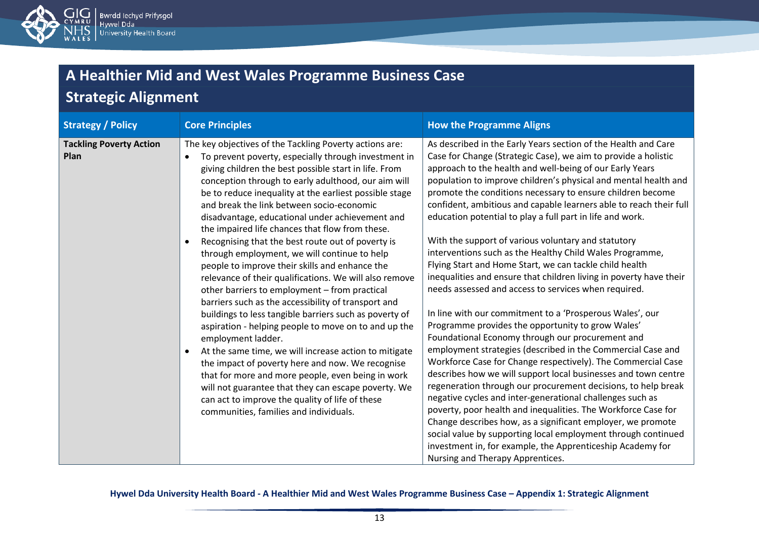## A Healthier Mid and West Wales Programme Business Case

## Strategic Alignment

| Strategy / Policy | Core Principles | How the Programme Aligns |
|---|---|---|
| **Tackling Poverty Action Plan** | The key objectives of the Tackling Poverty actions are:<br>• To prevent poverty, especially through investment in giving children the best possible start in life. From conception through to early adulthood, our aim will be to reduce inequality at the earliest possible stage and break the link between socio-economic disadvantage, educational under achievement and the impaired life chances that flow from these.<br>• Recognising that the best route out of poverty is through employment, we will continue to help people to improve their skills and enhance the relevance of their qualifications. We will also remove other barriers to employment – from practical barriers such as the accessibility of transport and buildings to less tangible barriers such as poverty of aspiration - helping people to move on to and up the employment ladder.<br>• At the same time, we will increase action to mitigate the impact of poverty here and now. We recognise that for more and more people, even being in work will not guarantee that they can escape poverty. We can act to improve the quality of life of these communities, families and individuals. | As described in the Early Years section of the Health and Care Case for Change (Strategic Case), we aim to provide a holistic approach to the health and well-being of our Early Years population to improve children's physical and mental health and promote the conditions necessary to ensure children become confident, ambitious and capable learners able to reach their full education potential to play a full part in life and work.<br><br>With the support of various voluntary and statutory interventions such as the Healthy Child Wales Programme, Flying Start and Home Start, we can tackle child health inequalities and ensure that children living in poverty have their needs assessed and access to services when required.<br><br>In line with our commitment to a 'Prosperous Wales', our Programme provides the opportunity to grow Wales' Foundational Economy through our procurement and employment strategies (described in the Commercial Case and Workforce Case for Change respectively). The Commercial Case describes how we will support local businesses and town centre regeneration through our procurement decisions, to help break negative cycles and inter-generational challenges such as poverty, poor health and inequalities. The Workforce Case for Change describes how, as a significant employer, we promote social value by supporting local employment through continued investment in, for example, the Apprenticeship Academy for Nursing and Therapy Apprentices. |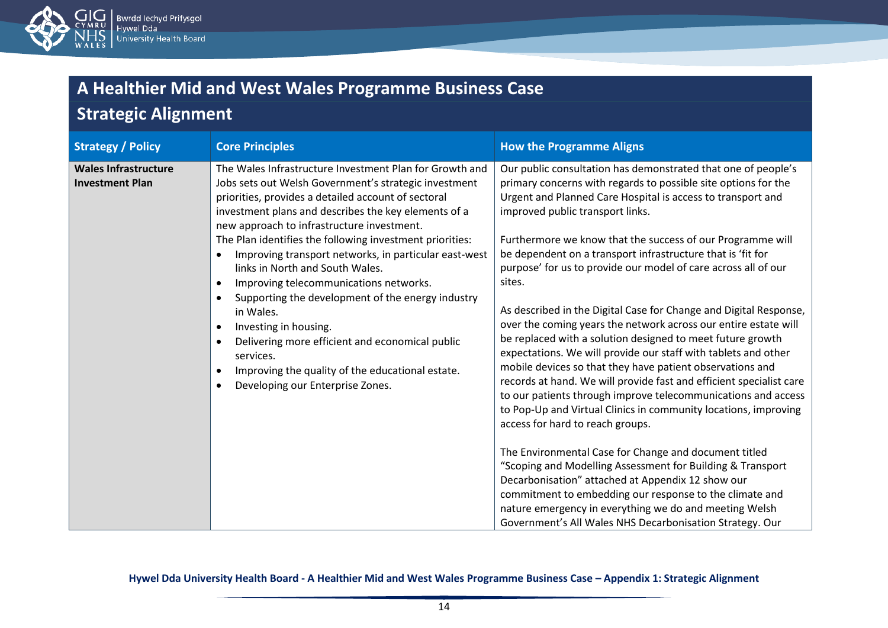## A Healthier Mid and West Wales Programme Business Case

## Strategic Alignment

| Strategy / Policy | Core Principles | How the Programme Aligns |
|---|---|---|
| **Wales Infrastructure Investment Plan** | The Wales Infrastructure Investment Plan for Growth and Jobs sets out Welsh Government's strategic investment priorities, provides a detailed account of sectoral investment plans and describes the key elements of a new approach to infrastructure investment.<br>The Plan identifies the following investment priorities:<br>• Improving transport networks, in particular east-west links in North and South Wales.<br>• Improving telecommunications networks.<br>• Supporting the development of the energy industry in Wales.<br>• Investing in housing.<br>• Delivering more efficient and economical public services.<br>• Improving the quality of the educational estate.<br>• Developing our Enterprise Zones. | Our public consultation has demonstrated that one of people's primary concerns with regards to possible site options for the Urgent and Planned Care Hospital is access to transport and improved public transport links.<br><br>Furthermore we know that the success of our Programme will be dependent on a transport infrastructure that is 'fit for purpose' for us to provide our model of care across all of our sites.<br><br>As described in the Digital Case for Change and Digital Response, over the coming years the network across our entire estate will be replaced with a solution designed to meet future growth expectations. We will provide our staff with tablets and other mobile devices so that they have patient observations and records at hand. We will provide fast and efficient specialist care to our patients through improve telecommunications and access to Pop-Up and Virtual Clinics in community locations, improving access for hard to reach groups.<br><br>The Environmental Case for Change and document titled "Scoping and Modelling Assessment for Building & Transport Decarbonisation" attached at Appendix 12 show our commitment to embedding our response to the climate and nature emergency in everything we do and meeting Welsh Government's All Wales NHS Decarbonisation Strategy. Our |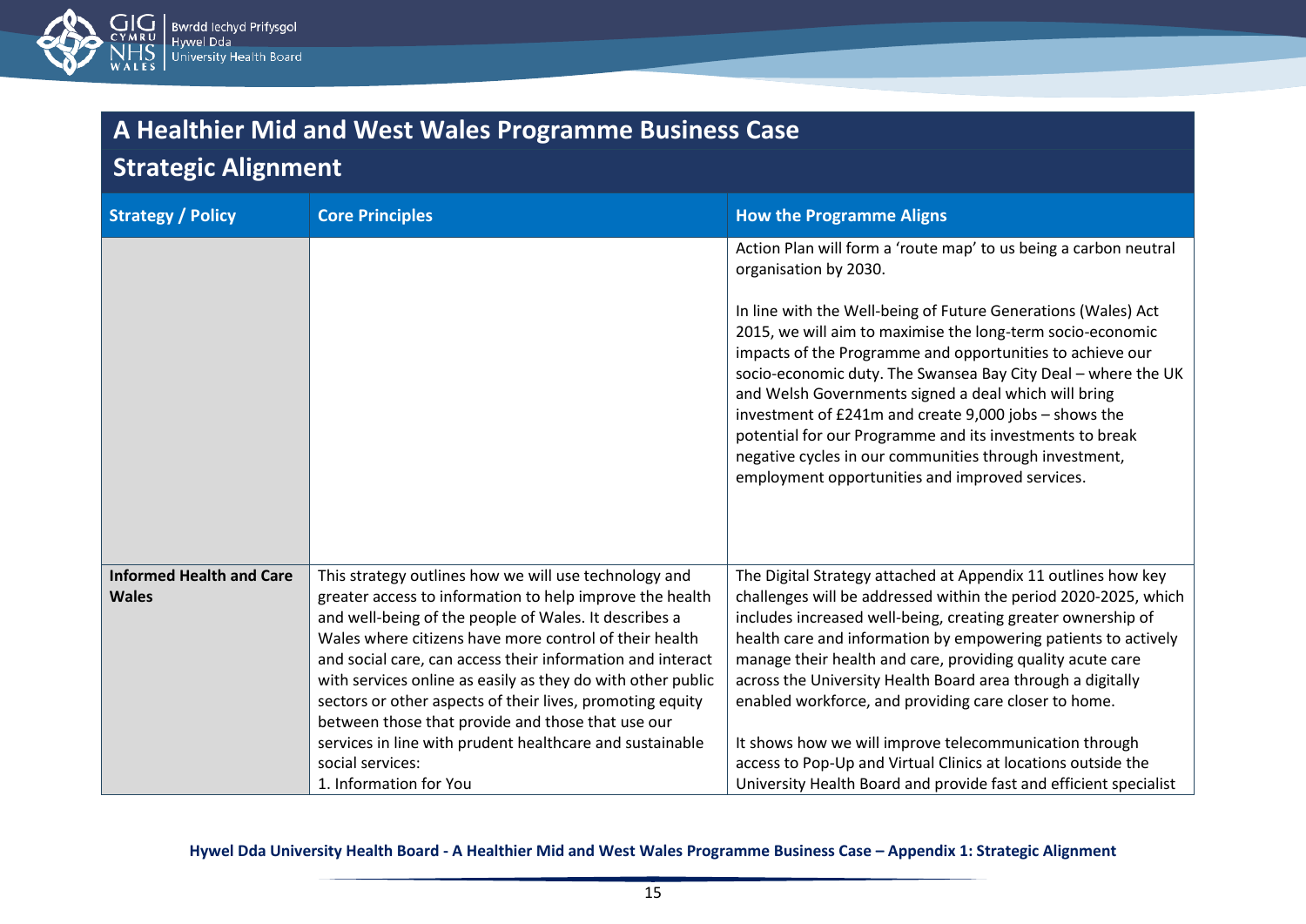## A Healthier Mid and West Wales Programme Business Case

## Strategic Alignment

| Strategy / Policy | Core Principles | How the Programme Aligns |
|---|---|---|
| | | Action Plan will form a 'route map' to us being a carbon neutral organisation by 2030.<br><br>In line with the Well-being of Future Generations (Wales) Act 2015, we will aim to maximise the long-term socio-economic impacts of the Programme and opportunities to achieve our socio-economic duty. The Swansea Bay City Deal – where the UK and Welsh Governments signed a deal which will bring investment of £241m and create 9,000 jobs – shows the potential for our Programme and its investments to break negative cycles in our communities through investment, employment opportunities and improved services. |
| **Informed Health and Care Wales** | This strategy outlines how we will use technology and greater access to information to help improve the health and well-being of the people of Wales. It describes a Wales where citizens have more control of their health and social care, can access their information and interact with services online as easily as they do with other public sectors or other aspects of their lives, promoting equity between those that provide and those that use our services in line with prudent healthcare and sustainable social services:<br>1. Information for You | The Digital Strategy attached at Appendix 11 outlines how key challenges will be addressed within the period 2020-2025, which includes increased well-being, creating greater ownership of health care and information by empowering patients to actively manage their health and care, providing quality acute care across the University Health Board area through a digitally enabled workforce, and providing care closer to home.<br><br>It shows how we will improve telecommunication through access to Pop-Up and Virtual Clinics at locations outside the University Health Board and provide fast and efficient specialist |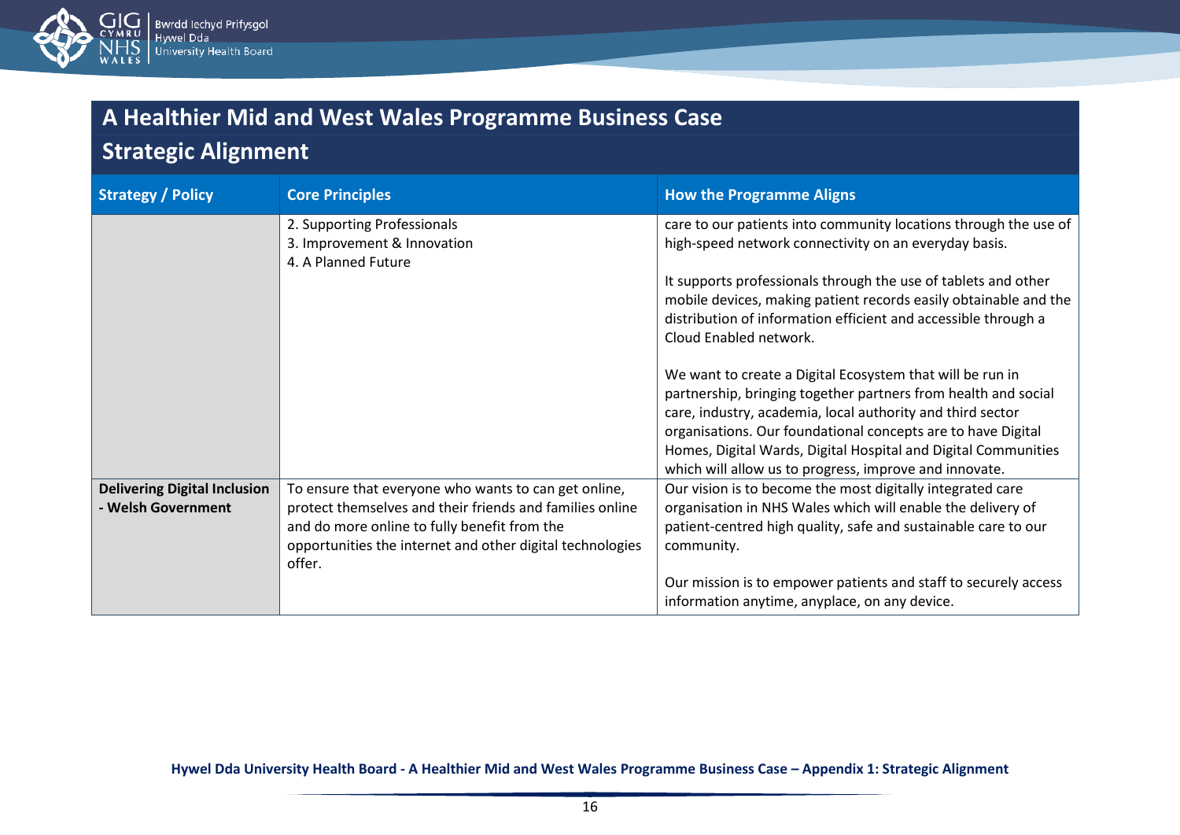## A Healthier Mid and West Wales Programme Business Case

## Strategic Alignment

| Strategy / Policy | Core Principles | How the Programme Aligns |
|---|---|---|
| | 2. Supporting Professionals<br>3. Improvement & Innovation<br>4. A Planned Future | care to our patients into community locations through the use of high-speed network connectivity on an everyday basis.<br><br>It supports professionals through the use of tablets and other mobile devices, making patient records easily obtainable and the distribution of information efficient and accessible through a Cloud Enabled network.<br><br>We want to create a Digital Ecosystem that will be run in partnership, bringing together partners from health and social care, industry, academia, local authority and third sector organisations. Our foundational concepts are to have Digital Homes, Digital Wards, Digital Hospital and Digital Communities which will allow us to progress, improve and innovate. |
| **Delivering Digital Inclusion - Welsh Government** | To ensure that everyone who wants to can get online, protect themselves and their friends and families online and do more online to fully benefit from the opportunities the internet and other digital technologies offer. | Our vision is to become the most digitally integrated care organisation in NHS Wales which will enable the delivery of patient-centred high quality, safe and sustainable care to our community.<br><br>Our mission is to empower patients and staff to securely access information anytime, anyplace, on any device. |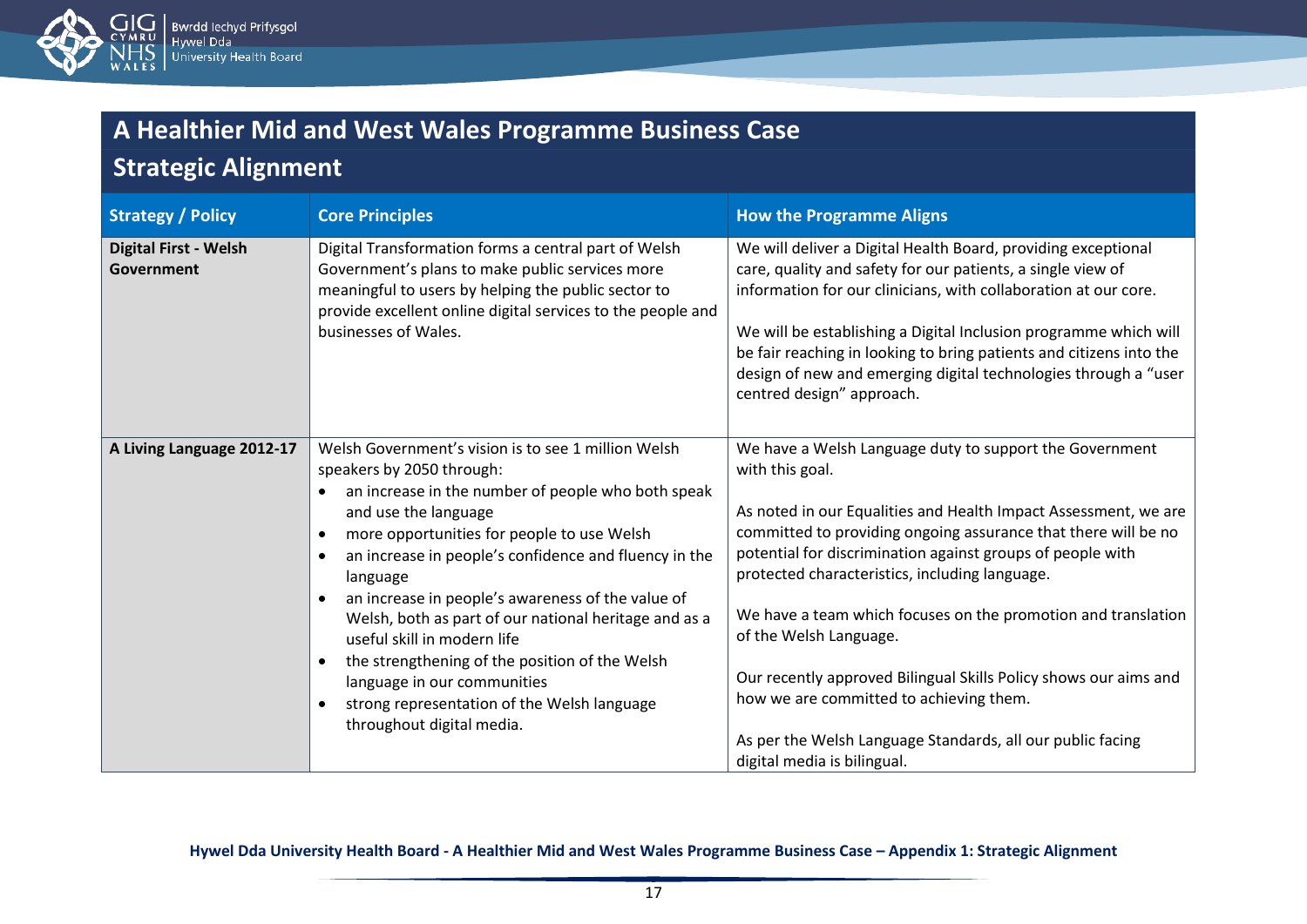## A Healthier Mid and West Wales Programme Business Case

## Strategic Alignment

| Strategy / Policy | Core Principles | How the Programme Aligns |
| --- | --- | --- |
| **Digital First - Welsh Government** | Digital Transformation forms a central part of Welsh Government's plans to make public services more meaningful to users by helping the public sector to provide excellent online digital services to the people and businesses of Wales. | We will deliver a Digital Health Board, providing exceptional care, quality and safety for our patients, a single view of information for our clinicians, with collaboration at our core.<br><br>We will be establishing a Digital Inclusion programme which will be fair reaching in looking to bring patients and citizens into the design of new and emerging digital technologies through a "user centred design" approach. |
| **A Living Language 2012-17** | Welsh Government's vision is to see 1 million Welsh speakers by 2050 through:<br>• an increase in the number of people who both speak and use the language<br>• more opportunities for people to use Welsh<br>• an increase in people's confidence and fluency in the language<br>• an increase in people's awareness of the value of Welsh, both as part of our national heritage and as a useful skill in modern life<br>• the strengthening of the position of the Welsh language in our communities<br>• strong representation of the Welsh language throughout digital media. | We have a Welsh Language duty to support the Government with this goal.<br><br>As noted in our Equalities and Health Impact Assessment, we are committed to providing ongoing assurance that there will be no potential for discrimination against groups of people with protected characteristics, including language.<br><br>We have a team which focuses on the promotion and translation of the Welsh Language.<br><br>Our recently approved Bilingual Skills Policy shows our aims and how we are committed to achieving them.<br><br>As per the Welsh Language Standards, all our public facing digital media is bilingual. |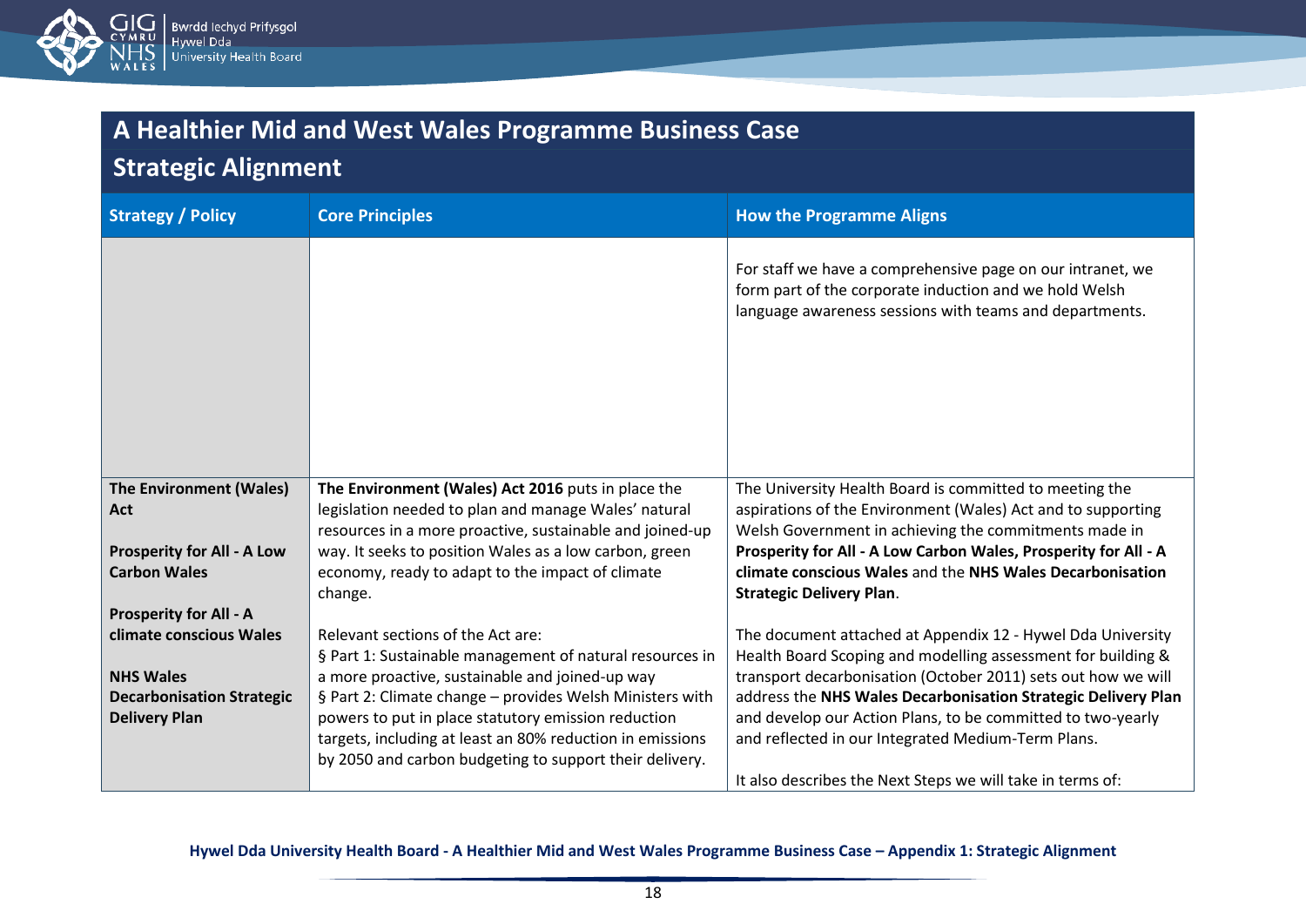## A Healthier Mid and West Wales Programme Business Case

## Strategic Alignment

| Strategy / Policy | Core Principles | How the Programme Aligns |
|---|---|---|
| | | For staff we have a comprehensive page on our intranet, we form part of the corporate induction and we hold Welsh language awareness sessions with teams and departments. |
| **The Environment (Wales) Act**<br><br>**Prosperity for All - A Low Carbon Wales**<br><br>**Prosperity for All - A climate conscious Wales**<br><br>**NHS Wales Decarbonisation Strategic Delivery Plan** | **The Environment (Wales) Act 2016** puts in place the legislation needed to plan and manage Wales' natural resources in a more proactive, sustainable and joined-up way. It seeks to position Wales as a low carbon, green economy, ready to adapt to the impact of climate change.<br><br>Relevant sections of the Act are:<br>§ Part 1: Sustainable management of natural resources in a more proactive, sustainable and joined-up way<br>§ Part 2: Climate change – provides Welsh Ministers with powers to put in place statutory emission reduction targets, including at least an 80% reduction in emissions by 2050 and carbon budgeting to support their delivery. | The University Health Board is committed to meeting the aspirations of the Environment (Wales) Act and to supporting Welsh Government in achieving the commitments made in **Prosperity for All - A Low Carbon Wales, Prosperity for All - A climate conscious Wales** and the **NHS Wales Decarbonisation Strategic Delivery Plan**.<br><br>The document attached at Appendix 12 - Hywel Dda University Health Board Scoping and modelling assessment for building & transport decarbonisation (October 2011) sets out how we will address the **NHS Wales Decarbonisation Strategic Delivery Plan** and develop our Action Plans, to be committed to two-yearly and reflected in our Integrated Medium-Term Plans.<br><br>It also describes the Next Steps we will take in terms of: |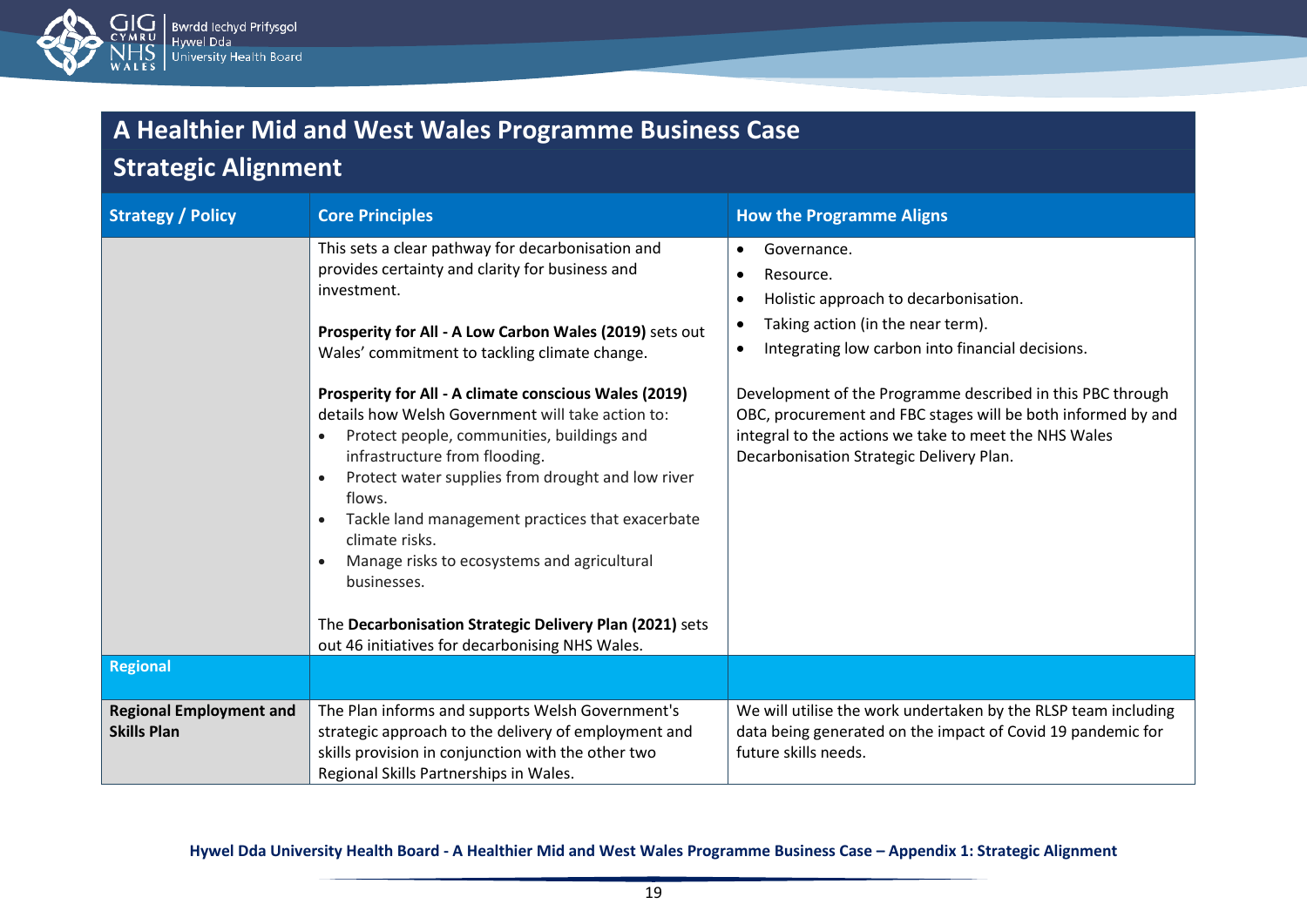## A Healthier Mid and West Wales Programme Business Case

### Strategic Alignment

| Strategy / Policy | Core Principles | How the Programme Aligns |
|---|---|---|
| | This sets a clear pathway for decarbonisation and provides certainty and clarity for business and investment.<br><br>**Prosperity for All - A Low Carbon Wales (2019)** sets out Wales' commitment to tackling climate change.<br><br>**Prosperity for All - A climate conscious Wales (2019)** details how Welsh Government will take action to:<br>• Protect people, communities, buildings and infrastructure from flooding.<br>• Protect water supplies from drought and low river flows.<br>• Tackle land management practices that exacerbate climate risks.<br>• Manage risks to ecosystems and agricultural businesses.<br><br>The **Decarbonisation Strategic Delivery Plan (2021)** sets out 46 initiatives for decarbonising NHS Wales. | • Governance.<br>• Resource.<br>• Holistic approach to decarbonisation.<br>• Taking action (in the near term).<br>• Integrating low carbon into financial decisions.<br><br>Development of the Programme described in this PBC through OBC, procurement and FBC stages will be both informed by and integral to the actions we take to meet the NHS Wales Decarbonisation Strategic Delivery Plan. |
| **Regional** | | |
| **Regional Employment and Skills Plan** | The Plan informs and supports Welsh Government's strategic approach to the delivery of employment and skills provision in conjunction with the other two Regional Skills Partnerships in Wales. | We will utilise the work undertaken by the RLSP team including data being generated on the impact of Covid 19 pandemic for future skills needs. |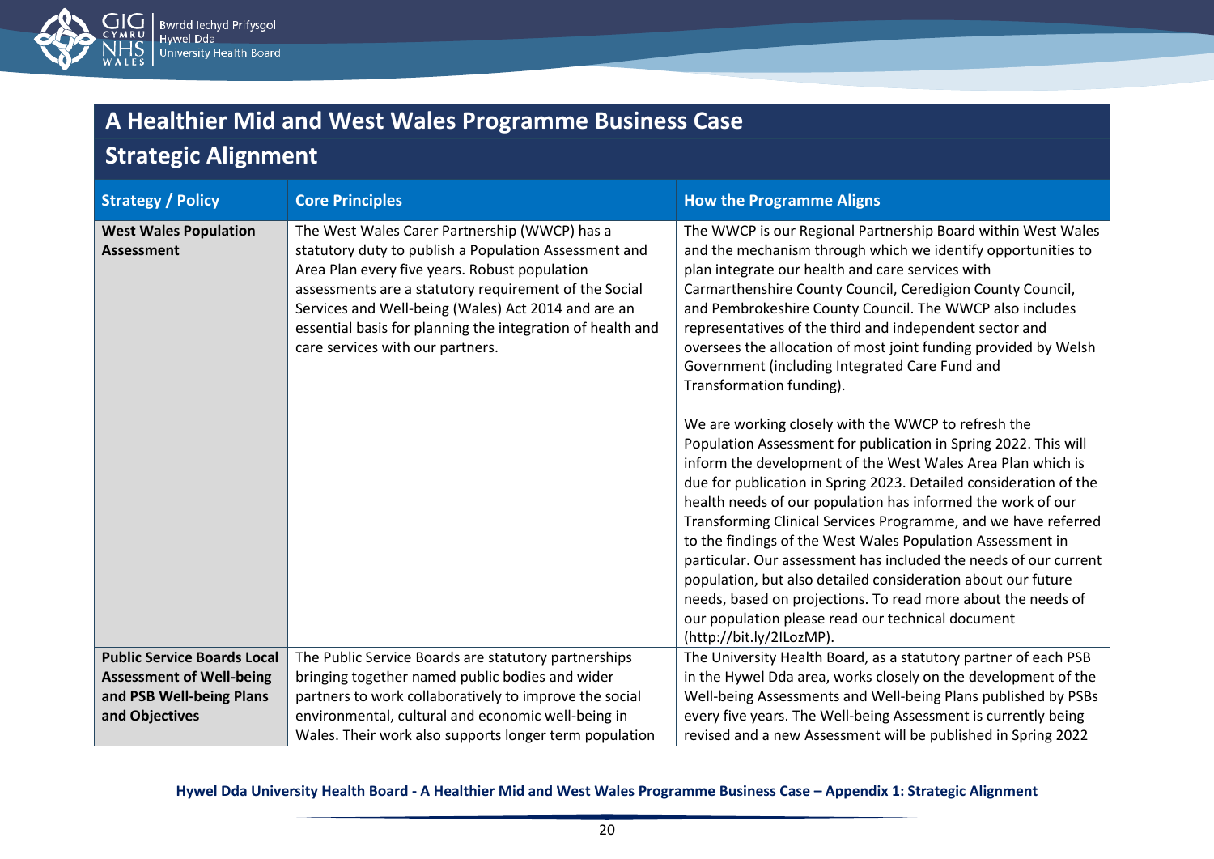# A Healthier Mid and West Wales Programme Business Case

## Strategic Alignment

| Strategy / Policy | Core Principles | How the Programme Aligns |
|---|---|---|
| **West Wales Population Assessment** | The West Wales Carer Partnership (WWCP) has a statutory duty to publish a Population Assessment and Area Plan every five years. Robust population assessments are a statutory requirement of the Social Services and Well-being (Wales) Act 2014 and are an essential basis for planning the integration of health and care services with our partners. | The WWCP is our Regional Partnership Board within West Wales and the mechanism through which we identify opportunities to plan integrate our health and care services with Carmarthenshire County Council, Ceredigion County Council, and Pembrokeshire County Council. The WWCP also includes representatives of the third and independent sector and oversees the allocation of most joint funding provided by Welsh Government (including Integrated Care Fund and Transformation funding).<br><br>We are working closely with the WWCP to refresh the Population Assessment for publication in Spring 2022. This will inform the development of the West Wales Area Plan which is due for publication in Spring 2023. Detailed consideration of the health needs of our population has informed the work of our Transforming Clinical Services Programme, and we have referred to the findings of the West Wales Population Assessment in particular. Our assessment has included the needs of our current population, but also detailed consideration about our future needs, based on projections. To read more about the needs of our population please read our technical document (http://bit.ly/2ILozMP). |
| **Public Service Boards Local Assessment of Well-being and PSB Well-being Plans and Objectives** | The Public Service Boards are statutory partnerships bringing together named public bodies and wider partners to work collaboratively to improve the social environmental, cultural and economic well-being in Wales. Their work also supports longer term population | The University Health Board, as a statutory partner of each PSB in the Hywel Dda area, works closely on the development of the Well-being Assessments and Well-being Plans published by PSBs every five years. The Well-being Assessment is currently being revised and a new Assessment will be published in Spring 2022 |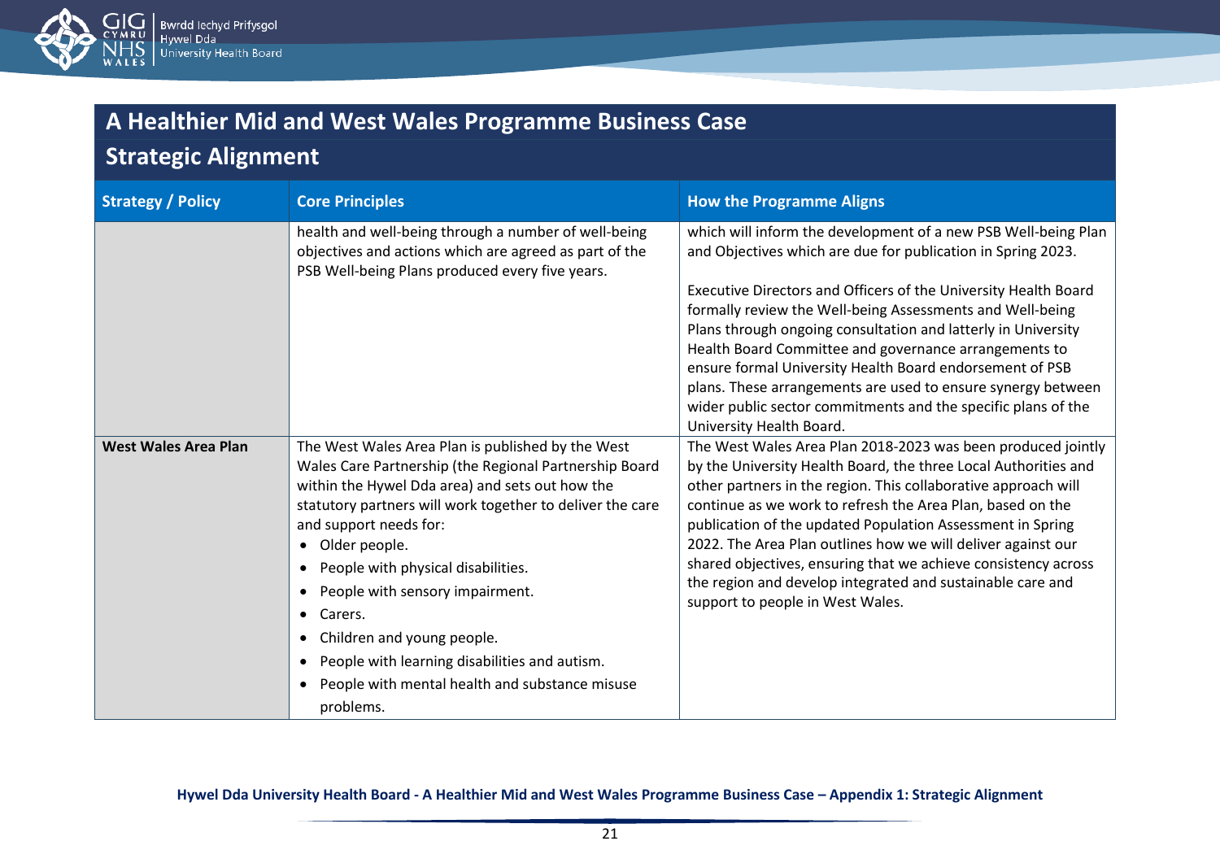## A Healthier Mid and West Wales Programme Business Case

### Strategic Alignment

| Strategy / Policy | Core Principles | How the Programme Aligns |
|---|---|---|
| | health and well-being through a number of well-being objectives and actions which are agreed as part of the PSB Well-being Plans produced every five years. | which will inform the development of a new PSB Well-being Plan and Objectives which are due for publication in Spring 2023.<br><br>Executive Directors and Officers of the University Health Board formally review the Well-being Assessments and Well-being Plans through ongoing consultation and latterly in University Health Board Committee and governance arrangements to ensure formal University Health Board endorsement of PSB plans. These arrangements are used to ensure synergy between wider public sector commitments and the specific plans of the University Health Board. |
| **West Wales Area Plan** | The West Wales Area Plan is published by the West Wales Care Partnership (the Regional Partnership Board within the Hywel Dda area) and sets out how the statutory partners will work together to deliver the care and support needs for:<br>• Older people.<br>• People with physical disabilities.<br>• People with sensory impairment.<br>• Carers.<br>• Children and young people.<br>• People with learning disabilities and autism.<br>• People with mental health and substance misuse problems. | The West Wales Area Plan 2018-2023 was been produced jointly by the University Health Board, the three Local Authorities and other partners in the region. This collaborative approach will continue as we work to refresh the Area Plan, based on the publication of the updated Population Assessment in Spring 2022. The Area Plan outlines how we will deliver against our shared objectives, ensuring that we achieve consistency across the region and develop integrated and sustainable care and support to people in West Wales. |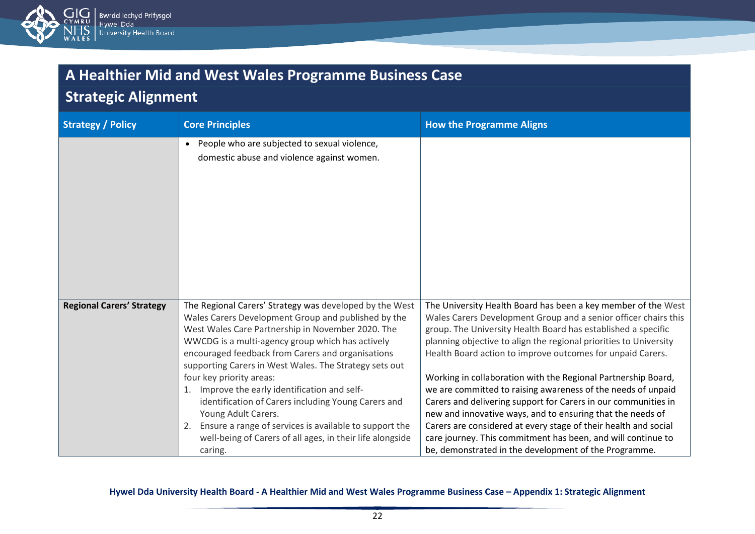## A Healthier Mid and West Wales Programme Business Case

## Strategic Alignment

| Strategy / Policy | Core Principles | How the Programme Aligns |
|---|---|---|
| | • People who are subjected to sexual violence, domestic abuse and violence against women. | |
| **Regional Carers' Strategy** | The Regional Carers' Strategy was developed by the West Wales Carers Development Group and published by the West Wales Care Partnership in November 2020. The WWCDG is a multi-agency group which has actively encouraged feedback from Carers and organisations supporting Carers in West Wales. The Strategy sets out four key priority areas:<br>1. Improve the early identification and self-identification of Carers including Young Carers and Young Adult Carers.<br>2. Ensure a range of services is available to support the well-being of Carers of all ages, in their life alongside caring. | The University Health Board has been a key member of the West Wales Carers Development Group and a senior officer chairs this group. The University Health Board has established a specific planning objective to align the regional priorities to University Health Board action to improve outcomes for unpaid Carers.<br><br>Working in collaboration with the Regional Partnership Board, we are committed to raising awareness of the needs of unpaid Carers and delivering support for Carers in our communities in new and innovative ways, and to ensuring that the needs of Carers are considered at every stage of their health and social care journey. This commitment has been, and will continue to be, demonstrated in the development of the Programme. |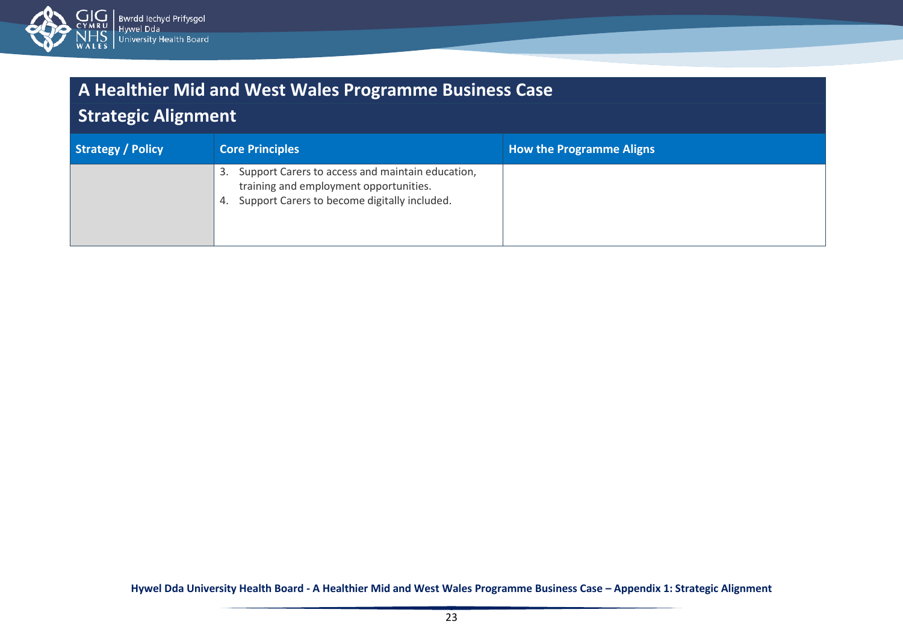# A Healthier Mid and West Wales Programme Business Case

## Strategic Alignment

| Strategy / Policy | Core Principles | How the Programme Aligns |
|---|---|---|
| | 3. Support Carers to access and maintain education, training and employment opportunities.<br>4. Support Carers to become digitally included. | |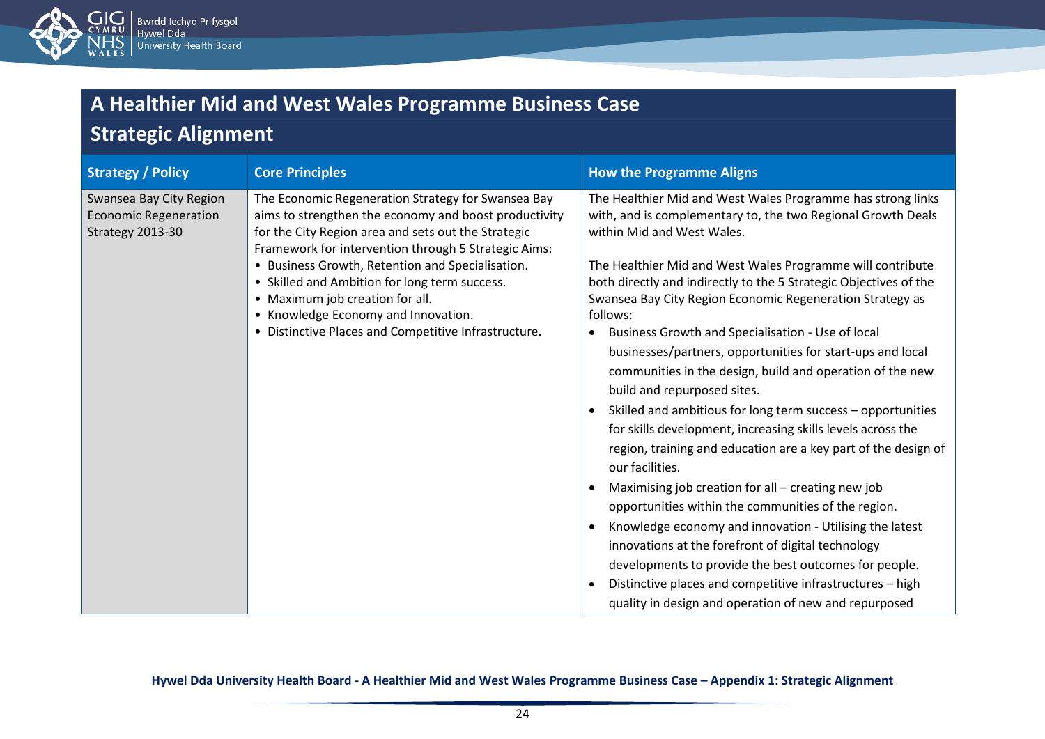## A Healthier Mid and West Wales Programme Business Case

## Strategic Alignment

| Strategy / Policy | Core Principles | How the Programme Aligns |
|---|---|---|
| Swansea Bay City Region Economic Regeneration Strategy 2013-30 | The Economic Regeneration Strategy for Swansea Bay aims to strengthen the economy and boost productivity for the City Region area and sets out the Strategic Framework for intervention through 5 Strategic Aims:<br>• Business Growth, Retention and Specialisation.<br>• Skilled and Ambition for long term success.<br>• Maximum job creation for all.<br>• Knowledge Economy and Innovation.<br>• Distinctive Places and Competitive Infrastructure. | The Healthier Mid and West Wales Programme has strong links with, and is complementary to, the two Regional Growth Deals within Mid and West Wales.<br><br>The Healthier Mid and West Wales Programme will contribute both directly and indirectly to the 5 Strategic Objectives of the Swansea Bay City Region Economic Regeneration Strategy as follows:<br>• Business Growth and Specialisation - Use of local businesses/partners, opportunities for start-ups and local communities in the design, build and operation of the new build and repurposed sites.<br>• Skilled and ambitious for long term success – opportunities for skills development, increasing skills levels across the region, training and education are a key part of the design of our facilities.<br>• Maximising job creation for all – creating new job opportunities within the communities of the region.<br>• Knowledge economy and innovation - Utilising the latest innovations at the forefront of digital technology developments to provide the best outcomes for people.<br>• Distinctive places and competitive infrastructures – high quality in design and operation of new and repurposed |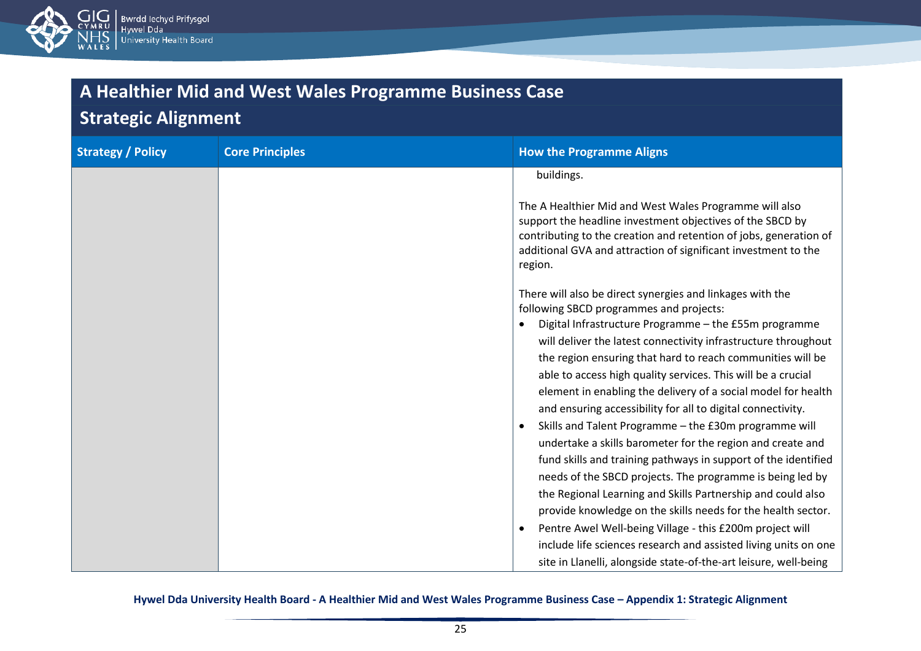## A Healthier Mid and West Wales Programme Business Case

## Strategic Alignment

| Strategy / Policy | Core Principles | How the Programme Aligns |
|---|---|---|
| | | buildings.<br><br>The A Healthier Mid and West Wales Programme will also support the headline investment objectives of the SBCD by contributing to the creation and retention of jobs, generation of additional GVA and attraction of significant investment to the region.<br><br>There will also be direct synergies and linkages with the following SBCD programmes and projects:<br>• Digital Infrastructure Programme – the £55m programme will deliver the latest connectivity infrastructure throughout the region ensuring that hard to reach communities will be able to access high quality services. This will be a crucial element in enabling the delivery of a social model for health and ensuring accessibility for all to digital connectivity.<br>• Skills and Talent Programme – the £30m programme will undertake a skills barometer for the region and create and fund skills and training pathways in support of the identified needs of the SBCD projects. The programme is being led by the Regional Learning and Skills Partnership and could also provide knowledge on the skills needs for the health sector.<br>• Pentre Awel Well-being Village - this £200m project will include life sciences research and assisted living units on one site in Llanelli, alongside state-of-the-art leisure, well-being |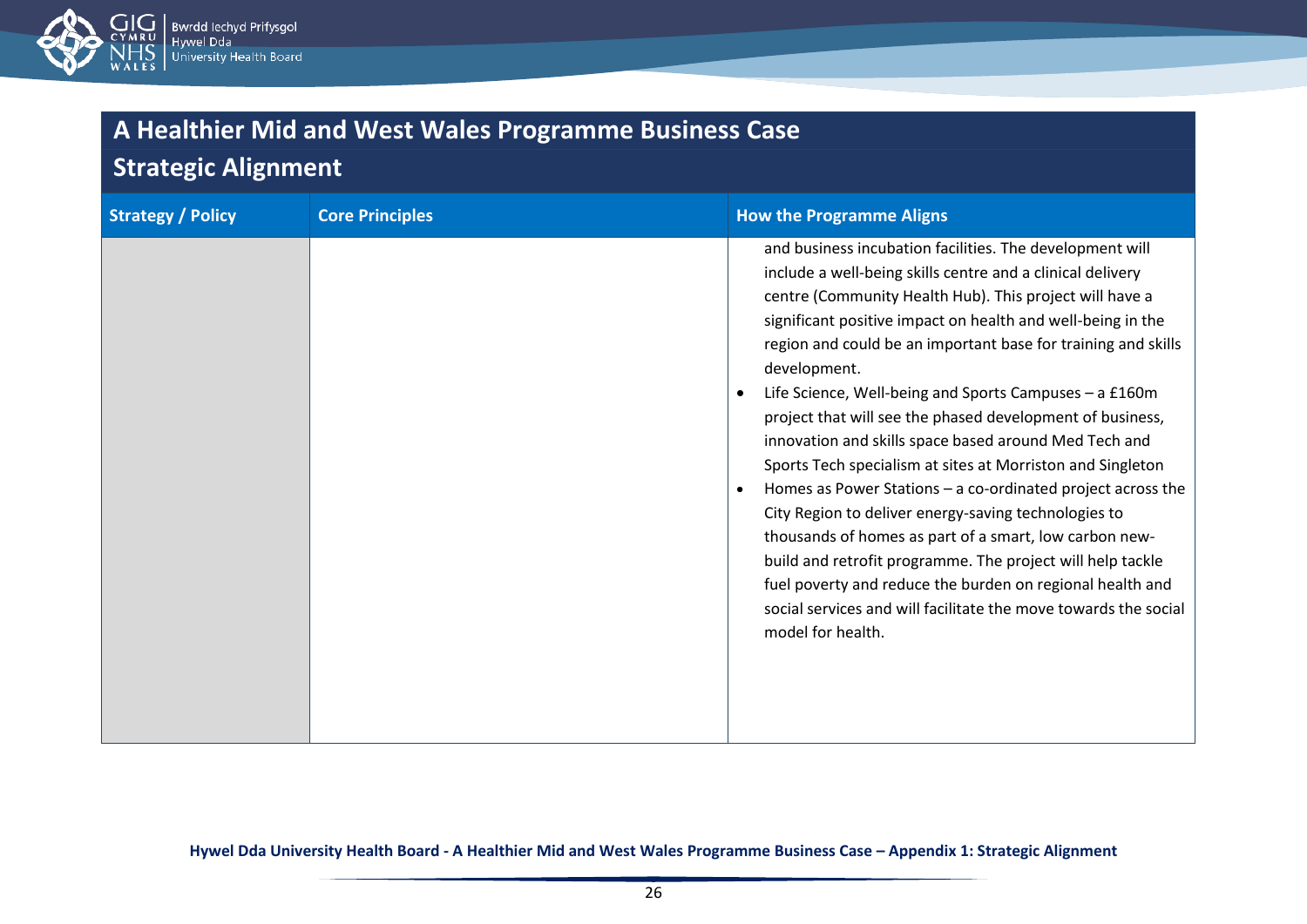## A Healthier Mid and West Wales Programme Business Case

### Strategic Alignment

| Strategy / Policy | Core Principles | How the Programme Aligns |
|---|---|---|
| | | and business incubation facilities. The development will include a well-being skills centre and a clinical delivery centre (Community Health Hub). This project will have a significant positive impact on health and well-being in the region and could be an important base for training and skills development.<br>• Life Science, Well-being and Sports Campuses – a £160m project that will see the phased development of business, innovation and skills space based around Med Tech and Sports Tech specialism at sites at Morriston and Singleton<br>• Homes as Power Stations – a co-ordinated project across the City Region to deliver energy-saving technologies to thousands of homes as part of a smart, low carbon new-build and retrofit programme. The project will help tackle fuel poverty and reduce the burden on regional health and social services and will facilitate the move towards the social model for health. |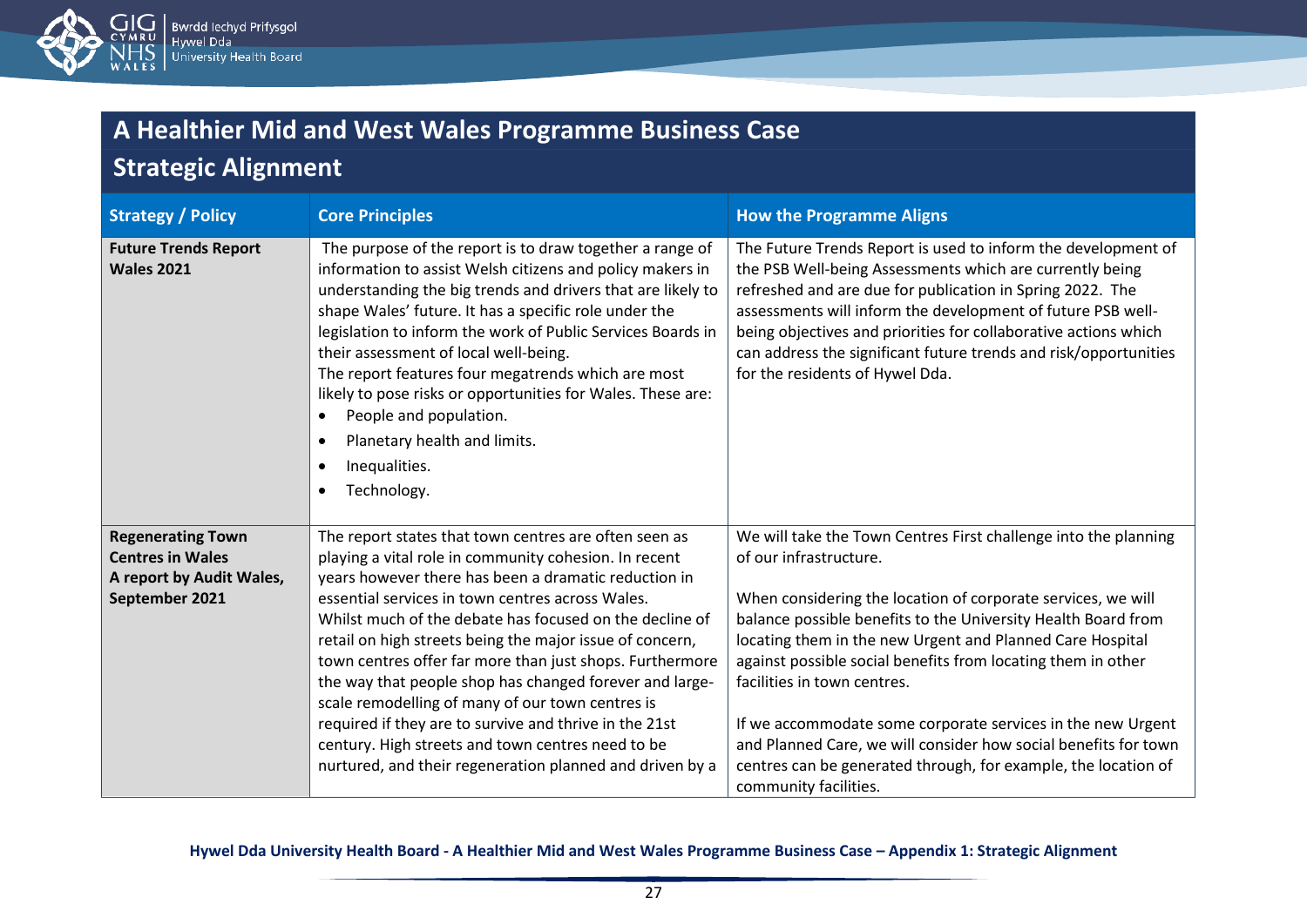## A Healthier Mid and West Wales Programme Business Case

## Strategic Alignment

| Strategy / Policy | Core Principles | How the Programme Aligns |
|---|---|---|
| **Future Trends Report Wales 2021** | The purpose of the report is to draw together a range of information to assist Welsh citizens and policy makers in understanding the big trends and drivers that are likely to shape Wales' future. It has a specific role under the legislation to inform the work of Public Services Boards in their assessment of local well-being.<br>The report features four megatrends which are most likely to pose risks or opportunities for Wales. These are:<br>• People and population.<br>• Planetary health and limits.<br>• Inequalities.<br>• Technology. | The Future Trends Report is used to inform the development of the PSB Well-being Assessments which are currently being refreshed and are due for publication in Spring 2022. The assessments will inform the development of future PSB well-being objectives and priorities for collaborative actions which can address the significant future trends and risk/opportunities for the residents of Hywel Dda. |
| **Regenerating Town Centres in Wales**<br>**A report by Audit Wales, September 2021** | The report states that town centres are often seen as playing a vital role in community cohesion. In recent years however there has been a dramatic reduction in essential services in town centres across Wales.<br>Whilst much of the debate has focused on the decline of retail on high streets being the major issue of concern, town centres offer far more than just shops. Furthermore the way that people shop has changed forever and large-scale remodelling of many of our town centres is required if they are to survive and thrive in the 21st century. High streets and town centres need to be nurtured, and their regeneration planned and driven by a | We will take the Town Centres First challenge into the planning of our infrastructure.<br><br>When considering the location of corporate services, we will balance possible benefits to the University Health Board from locating them in the new Urgent and Planned Care Hospital against possible social benefits from locating them in other facilities in town centres.<br><br>If we accommodate some corporate services in the new Urgent and Planned Care, we will consider how social benefits for town centres can be generated through, for example, the location of community facilities. |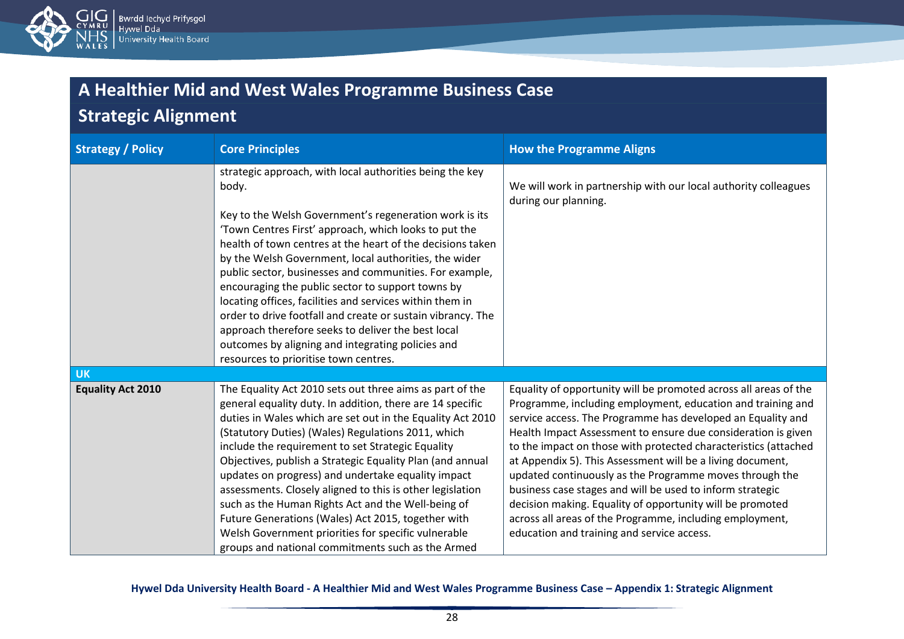## A Healthier Mid and West Wales Programme Business Case

## Strategic Alignment

| Strategy / Policy | Core Principles | How the Programme Aligns |
|---|---|---|
| | strategic approach, with local authorities being the key body.<br><br>Key to the Welsh Government's regeneration work is its 'Town Centres First' approach, which looks to put the health of town centres at the heart of the decisions taken by the Welsh Government, local authorities, the wider public sector, businesses and communities. For example, encouraging the public sector to support towns by locating offices, facilities and services within them in order to drive footfall and create or sustain vibrancy. The approach therefore seeks to deliver the best local outcomes by aligning and integrating policies and resources to prioritise town centres. | We will work in partnership with our local authority colleagues during our planning. |
| **UK** | | |
| **Equality Act 2010** | The Equality Act 2010 sets out three aims as part of the general equality duty. In addition, there are 14 specific duties in Wales which are set out in the Equality Act 2010 (Statutory Duties) (Wales) Regulations 2011, which include the requirement to set Strategic Equality Objectives, publish a Strategic Equality Plan (and annual updates on progress) and undertake equality impact assessments. Closely aligned to this is other legislation such as the Human Rights Act and the Well-being of Future Generations (Wales) Act 2015, together with Welsh Government priorities for specific vulnerable groups and national commitments such as the Armed | Equality of opportunity will be promoted across all areas of the Programme, including employment, education and training and service access. The Programme has developed an Equality and Health Impact Assessment to ensure due consideration is given to the impact on those with protected characteristics (attached at Appendix 5). This Assessment will be a living document, updated continuously as the Programme moves through the business case stages and will be used to inform strategic decision making. Equality of opportunity will be promoted across all areas of the Programme, including employment, education and training and service access. |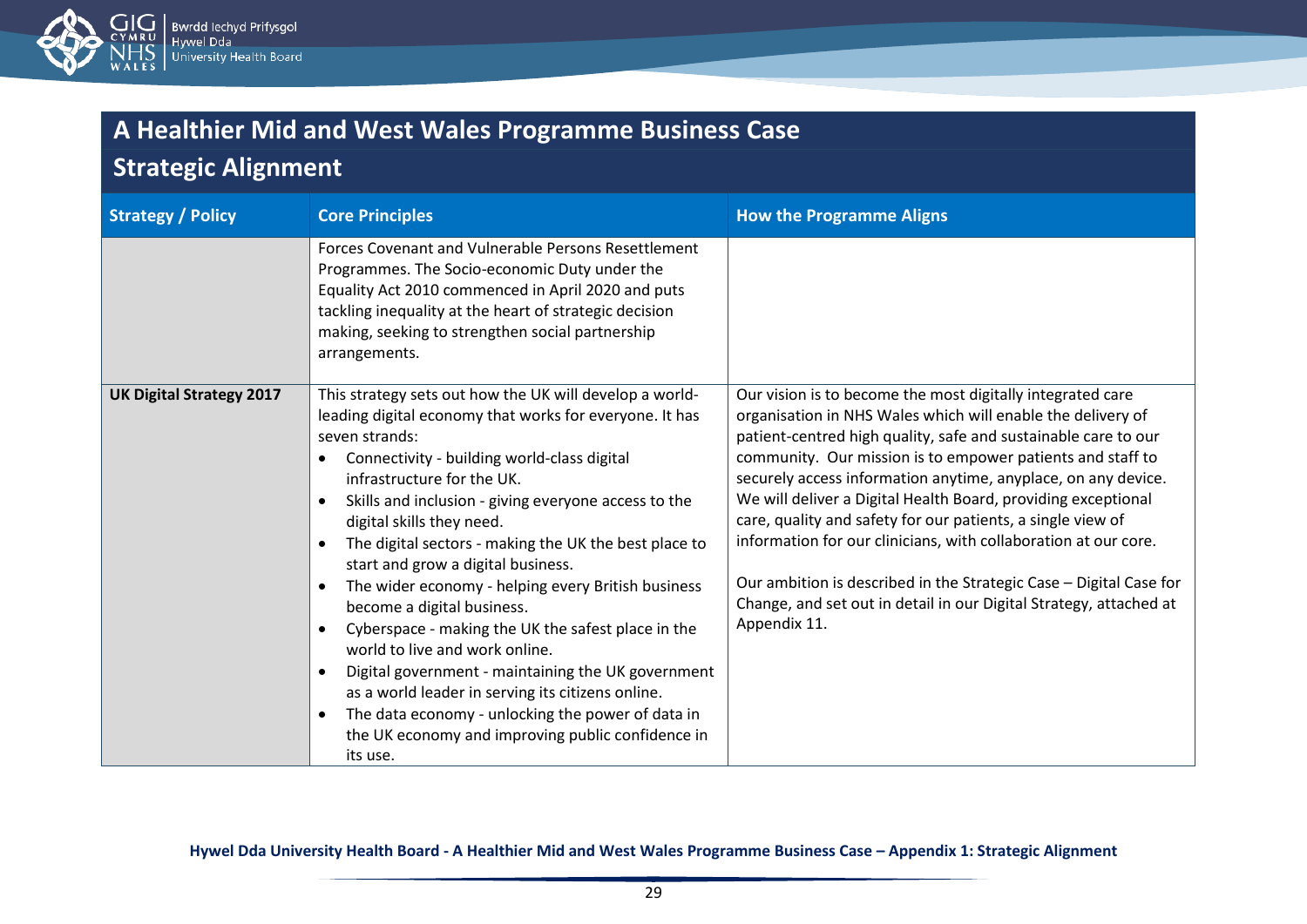## A Healthier Mid and West Wales Programme Business Case

## Strategic Alignment

| Strategy / Policy | Core Principles | How the Programme Aligns |
|---|---|---|
| | Forces Covenant and Vulnerable Persons Resettlement Programmes. The Socio-economic Duty under the Equality Act 2010 commenced in April 2020 and puts tackling inequality at the heart of strategic decision making, seeking to strengthen social partnership arrangements. | |
| **UK Digital Strategy 2017** | This strategy sets out how the UK will develop a world-leading digital economy that works for everyone. It has seven strands:<br>• Connectivity - building world-class digital infrastructure for the UK.<br>• Skills and inclusion - giving everyone access to the digital skills they need.<br>• The digital sectors - making the UK the best place to start and grow a digital business.<br>• The wider economy - helping every British business become a digital business.<br>• Cyberspace - making the UK the safest place in the world to live and work online.<br>• Digital government - maintaining the UK government as a world leader in serving its citizens online.<br>• The data economy - unlocking the power of data in the UK economy and improving public confidence in its use. | Our vision is to become the most digitally integrated care organisation in NHS Wales which will enable the delivery of patient-centred high quality, safe and sustainable care to our community. Our mission is to empower patients and staff to securely access information anytime, anyplace, on any device. We will deliver a Digital Health Board, providing exceptional care, quality and safety for our patients, a single view of information for our clinicians, with collaboration at our core.<br><br>Our ambition is described in the Strategic Case – Digital Case for Change, and set out in detail in our Digital Strategy, attached at Appendix 11. |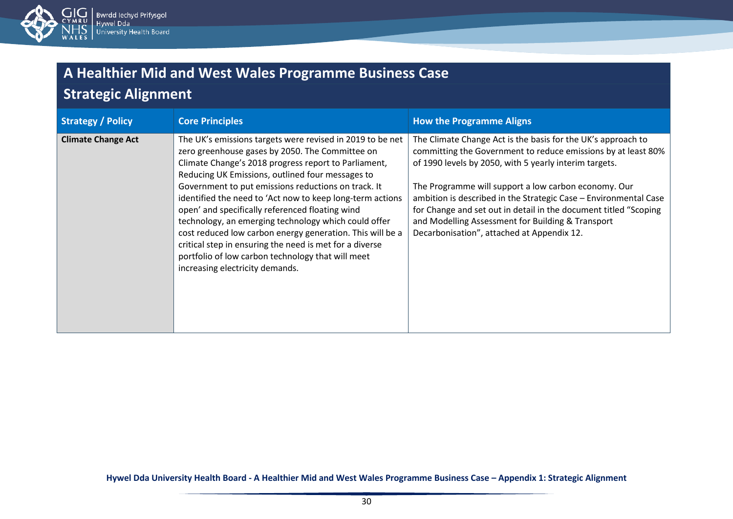## A Healthier Mid and West Wales Programme Business Case

### Strategic Alignment

| Strategy / Policy | Core Principles | How the Programme Aligns |
|---|---|---|
| **Climate Change Act** | The UK's emissions targets were revised in 2019 to be net zero greenhouse gases by 2050. The Committee on Climate Change's 2018 progress report to Parliament, Reducing UK Emissions, outlined four messages to Government to put emissions reductions on track. It identified the need to 'Act now to keep long-term actions open' and specifically referenced floating wind technology, an emerging technology which could offer cost reduced low carbon energy generation. This will be a critical step in ensuring the need is met for a diverse portfolio of low carbon technology that will meet increasing electricity demands. | The Climate Change Act is the basis for the UK's approach to committing the Government to reduce emissions by at least 80% of 1990 levels by 2050, with 5 yearly interim targets.<br><br>The Programme will support a low carbon economy. Our ambition is described in the Strategic Case – Environmental Case for Change and set out in detail in the document titled "Scoping and Modelling Assessment for Building & Transport Decarbonisation", attached at Appendix 12. |